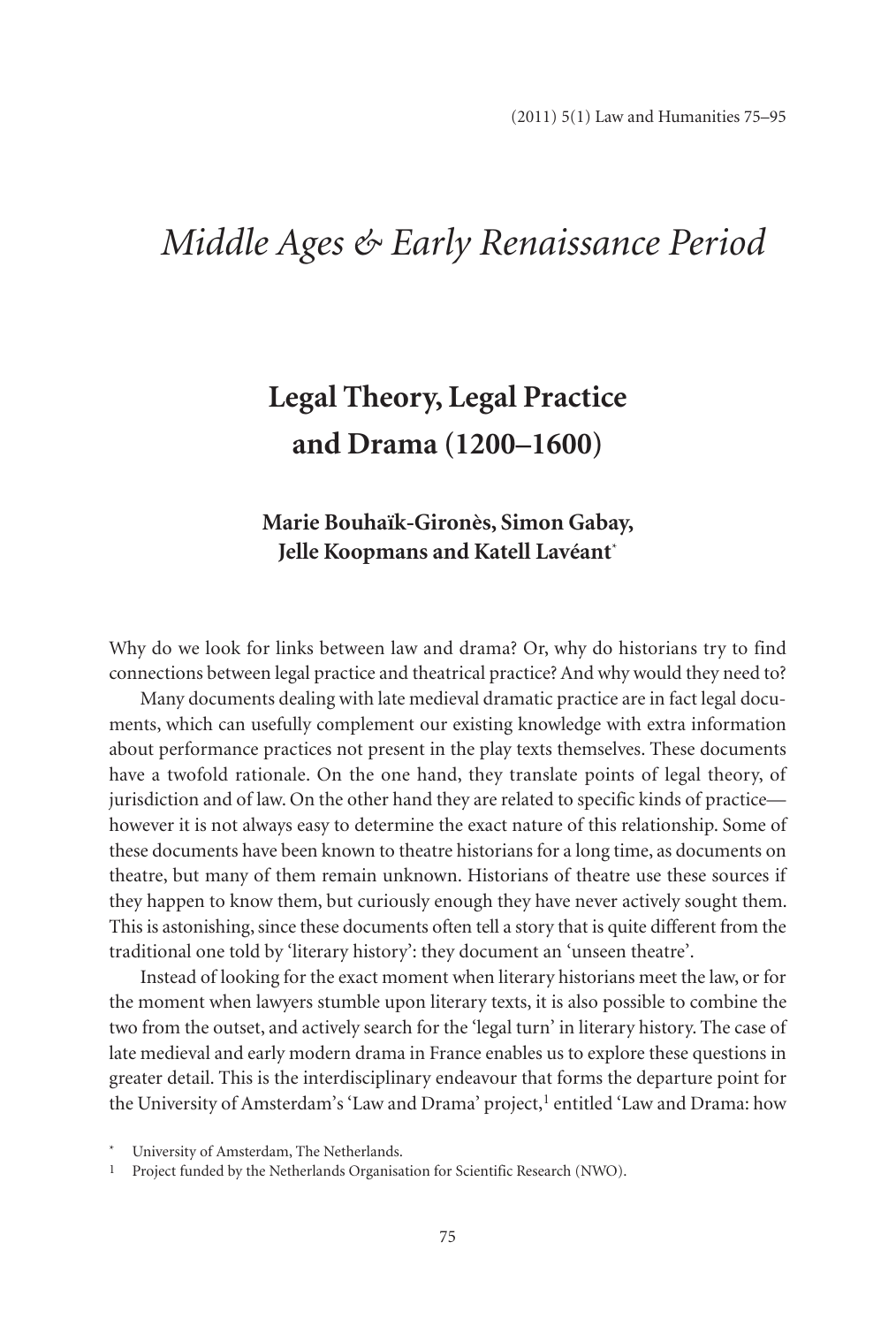# *Middle Ages & Early Renaissance Period*

## Legal Theory, Legal Practice and Drama (1200–1600)

**Marie Bouhaïk-Gironès, Simon Gabay, Jelle Koopmans and Katell Lavéant**[*]

Why do we look for links between law and drama? Or, why do historians try to find connections between legal practice and theatrical practice? And why would they need to?

Many documents dealing with late medieval dramatic practice are in fact legal documents, which can usefully complement our existing knowledge with extra information about performance practices not present in the play texts themselves. These documents have a twofold rationale. On the one hand, they translate points of legal theory, of jurisdiction and of law. On the other hand they are related to specific kinds of practice—however it is not always easy to determine the exact nature of this relationship. Some of these documents have been known to theatre historians for a long time, as documents on theatre, but many of them remain unknown. Historians of theatre use these sources if they happen to know them, but curiously enough they have never actively sought them. This is astonishing, since these documents often tell a story that is quite different from the traditional one told by 'literary history': they document an 'unseen theatre'.

Instead of looking for the exact moment when literary historians meet the law, or for the moment when lawyers stumble upon literary texts, it is also possible to combine the two from the outset, and actively search for the 'legal turn' in literary history. The case of late medieval and early modern drama in France enables us to explore these questions in greater detail. This is the interdisciplinary endeavour that forms the departure point for the University of Amsterdam's 'Law and Drama' project,[1] entitled 'Law and Drama: how

[*] University of Amsterdam, The Netherlands.

[1] Project funded by the Netherlands Organisation for Scientific Research (NWO).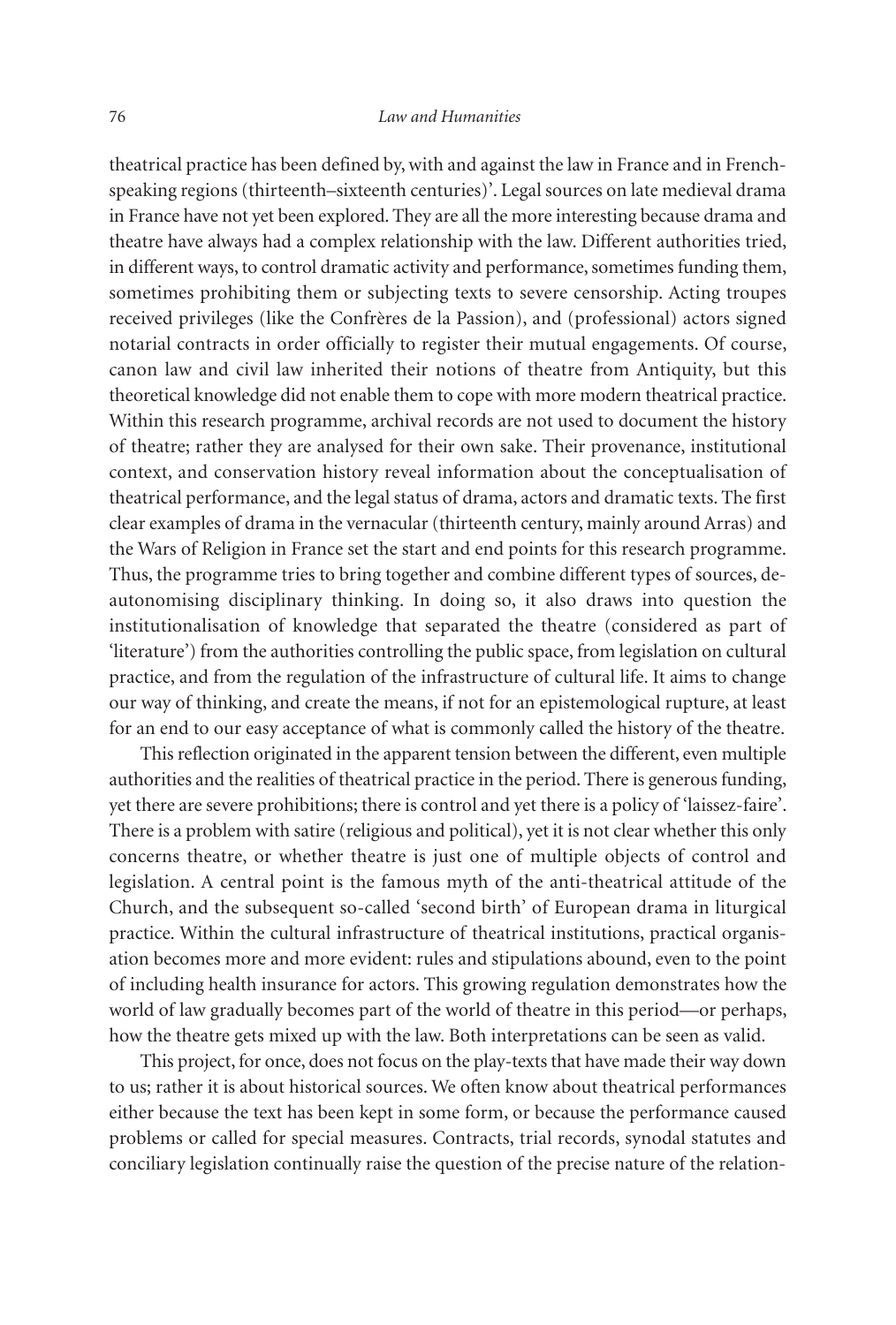theatrical practice has been defined by, with and against the law in France and in French-speaking regions (thirteenth–sixteenth centuries)'. Legal sources on late medieval drama in France have not yet been explored. They are all the more interesting because drama and theatre have always had a complex relationship with the law. Different authorities tried, in different ways, to control dramatic activity and performance, sometimes funding them, sometimes prohibiting them or subjecting texts to severe censorship. Acting troupes received privileges (like the Confrères de la Passion), and (professional) actors signed notarial contracts in order officially to register their mutual engagements. Of course, canon law and civil law inherited their notions of theatre from Antiquity, but this theoretical knowledge did not enable them to cope with more modern theatrical practice. Within this research programme, archival records are not used to document the history of theatre; rather they are analysed for their own sake. Their provenance, institutional context, and conservation history reveal information about the conceptualisation of theatrical performance, and the legal status of drama, actors and dramatic texts. The first clear examples of drama in the vernacular (thirteenth century, mainly around Arras) and the Wars of Religion in France set the start and end points for this research programme. Thus, the programme tries to bring together and combine different types of sources, de-autonomising disciplinary thinking. In doing so, it also draws into question the institutionalisation of knowledge that separated the theatre (considered as part of 'literature') from the authorities controlling the public space, from legislation on cultural practice, and from the regulation of the infrastructure of cultural life. It aims to change our way of thinking, and create the means, if not for an epistemological rupture, at least for an end to our easy acceptance of what is commonly called the history of the theatre.

This reflection originated in the apparent tension between the different, even multiple authorities and the realities of theatrical practice in the period. There is generous funding, yet there are severe prohibitions; there is control and yet there is a policy of 'laissez-faire'. There is a problem with satire (religious and political), yet it is not clear whether this only concerns theatre, or whether theatre is just one of multiple objects of control and legislation. A central point is the famous myth of the anti-theatrical attitude of the Church, and the subsequent so-called 'second birth' of European drama in liturgical practice. Within the cultural infrastructure of theatrical institutions, practical organisation becomes more and more evident: rules and stipulations abound, even to the point of including health insurance for actors. This growing regulation demonstrates how the world of law gradually becomes part of the world of theatre in this period—or perhaps, how the theatre gets mixed up with the law. Both interpretations can be seen as valid.

This project, for once, does not focus on the play-texts that have made their way down to us; rather it is about historical sources. We often know about theatrical performances either because the text has been kept in some form, or because the performance caused problems or called for special measures. Contracts, trial records, synodal statutes and conciliary legislation continually raise the question of the precise nature of the relation-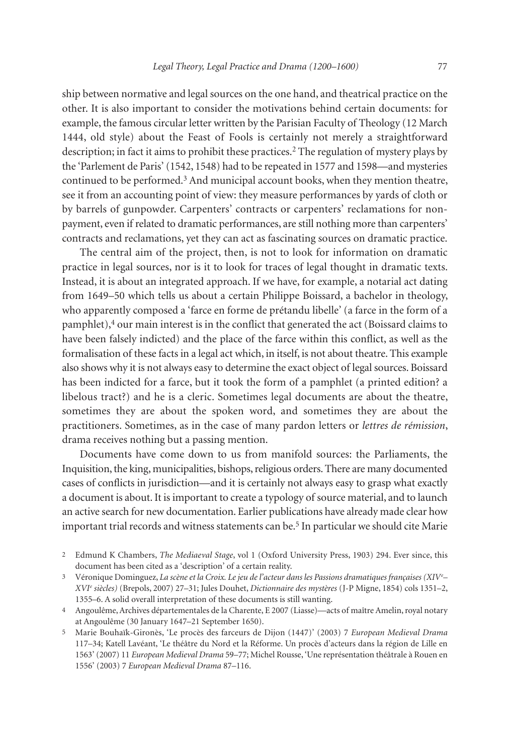ship between normative and legal sources on the one hand, and theatrical practice on the other. It is also important to consider the motivations behind certain documents: for example, the famous circular letter written by the Parisian Faculty of Theology (12 March 1444, old style) about the Feast of Fools is certainly not merely a straightforward description; in fact it aims to prohibit these practices.[2] The regulation of mystery plays by the 'Parlement de Paris' (1542, 1548) had to be repeated in 1577 and 1598—and mysteries continued to be performed.[3] And municipal account books, when they mention theatre, see it from an accounting point of view: they measure performances by yards of cloth or by barrels of gunpowder. Carpenters' contracts or carpenters' reclamations for non-payment, even if related to dramatic performances, are still nothing more than carpenters' contracts and reclamations, yet they can act as fascinating sources on dramatic practice.

The central aim of the project, then, is not to look for information on dramatic practice in legal sources, nor is it to look for traces of legal thought in dramatic texts. Instead, it is about an integrated approach. If we have, for example, a notarial act dating from 1649–50 which tells us about a certain Philippe Boissard, a bachelor in theology, who apparently composed a 'farce en forme de prétandu libelle' (a farce in the form of a pamphlet),[4] our main interest is in the conflict that generated the act (Boissard claims to have been falsely indicted) and the place of the farce within this conflict, as well as the formalisation of these facts in a legal act which, in itself, is not about theatre. This example also shows why it is not always easy to determine the exact object of legal sources. Boissard has been indicted for a farce, but it took the form of a pamphlet (a printed edition? a libelous tract?) and he is a cleric. Sometimes legal documents are about the theatre, sometimes they are about the spoken word, and sometimes they are about the practitioners. Sometimes, as in the case of many pardon letters or *lettres de rémission*, drama receives nothing but a passing mention.

Documents have come down to us from manifold sources: the Parliaments, the Inquisition, the king, municipalities, bishops, religious orders. There are many documented cases of conflicts in jurisdiction—and it is certainly not always easy to grasp what exactly a document is about. It is important to create a typology of source material, and to launch an active search for new documentation. Earlier publications have already made clear how important trial records and witness statements can be.[5] In particular we should cite Marie

---

[2] Edmund K Chambers, *The Mediaeval Stage*, vol 1 (Oxford University Press, 1903) 294. Ever since, this document has been cited as a 'description' of a certain reality.

[3] Véronique Dominguez, *La scène et la Croix. Le jeu de l'acteur dans les Passions dramatiques françaises (XIV$^{e}$–XVI$^{e}$ siècles)* (Brepols, 2007) 27–31; Jules Douhet, *Dictionnaire des mystères* (J-P Migne, 1854) cols 1351–2, 1355–6. A solid overall interpretation of these documents is still wanting.

[4] Angoulême, Archives départementales de la Charente, E 2007 (Liasse)—acts of maître Amelin, royal notary at Angoulême (30 January 1647–21 September 1650).

[5] Marie Bouhaïk-Gironès, 'Le procès des farceurs de Dijon (1447)' (2003) 7 *European Medieval Drama* 117–34; Katell Lavéant, 'Le théâtre du Nord et la Réforme. Un procès d'acteurs dans la région de Lille en 1563' (2007) 11 *European Medieval Drama* 59–77; Michel Rousse, 'Une représentation théâtrale à Rouen en 1556' (2003) 7 *European Medieval Drama* 87–116.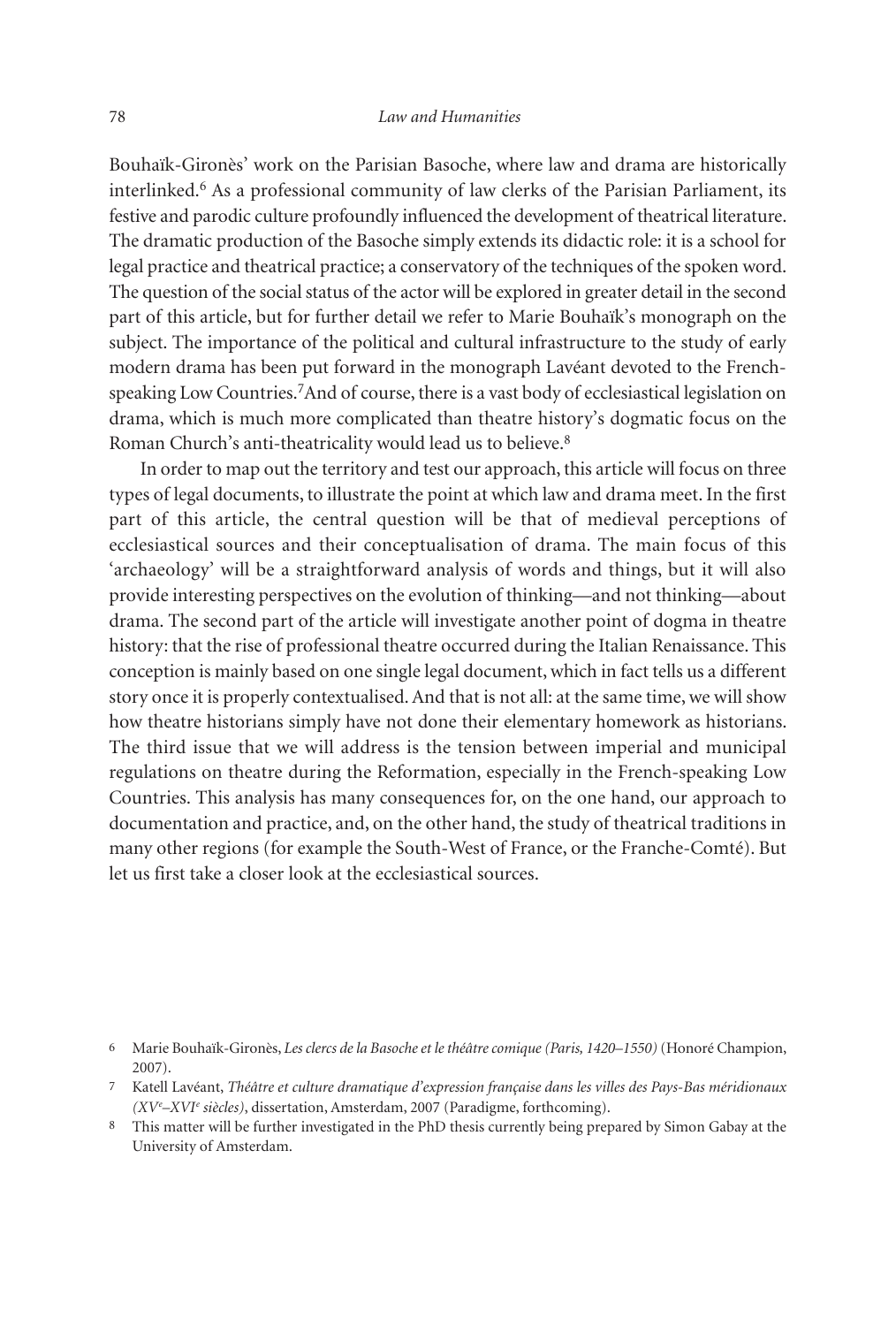Bouhaïk-Gironès' work on the Parisian Basoche, where law and drama are historically interlinked.[6] As a professional community of law clerks of the Parisian Parliament, its festive and parodic culture profoundly influenced the development of theatrical literature. The dramatic production of the Basoche simply extends its didactic role: it is a school for legal practice and theatrical practice; a conservatory of the techniques of the spoken word. The question of the social status of the actor will be explored in greater detail in the second part of this article, but for further detail we refer to Marie Bouhaïk's monograph on the subject. The importance of the political and cultural infrastructure to the study of early modern drama has been put forward in the monograph Lavéant devoted to the French-speaking Low Countries.[7] And of course, there is a vast body of ecclesiastical legislation on drama, which is much more complicated than theatre history's dogmatic focus on the Roman Church's anti-theatricality would lead us to believe.[8]

In order to map out the territory and test our approach, this article will focus on three types of legal documents, to illustrate the point at which law and drama meet. In the first part of this article, the central question will be that of medieval perceptions of ecclesiastical sources and their conceptualisation of drama. The main focus of this 'archaeology' will be a straightforward analysis of words and things, but it will also provide interesting perspectives on the evolution of thinking—and not thinking—about drama. The second part of the article will investigate another point of dogma in theatre history: that the rise of professional theatre occurred during the Italian Renaissance. This conception is mainly based on one single legal document, which in fact tells us a different story once it is properly contextualised. And that is not all: at the same time, we will show how theatre historians simply have not done their elementary homework as historians. The third issue that we will address is the tension between imperial and municipal regulations on theatre during the Reformation, especially in the French-speaking Low Countries. This analysis has many consequences for, on the one hand, our approach to documentation and practice, and, on the other hand, the study of theatrical traditions in many other regions (for example the South-West of France, or the Franche-Comté). But let us first take a closer look at the ecclesiastical sources.

---

6 Marie Bouhaïk-Gironès, *Les clercs de la Basoche et le théâtre comique (Paris, 1420–1550)* (Honoré Champion, 2007).

7 Katell Lavéant, *Théâtre et culture dramatique d'expression française dans les villes des Pays-Bas méridionaux (XV^e^–XVI^e^ siècles)*, dissertation, Amsterdam, 2007 (Paradigme, forthcoming).

8 This matter will be further investigated in the PhD thesis currently being prepared by Simon Gabay at the University of Amsterdam.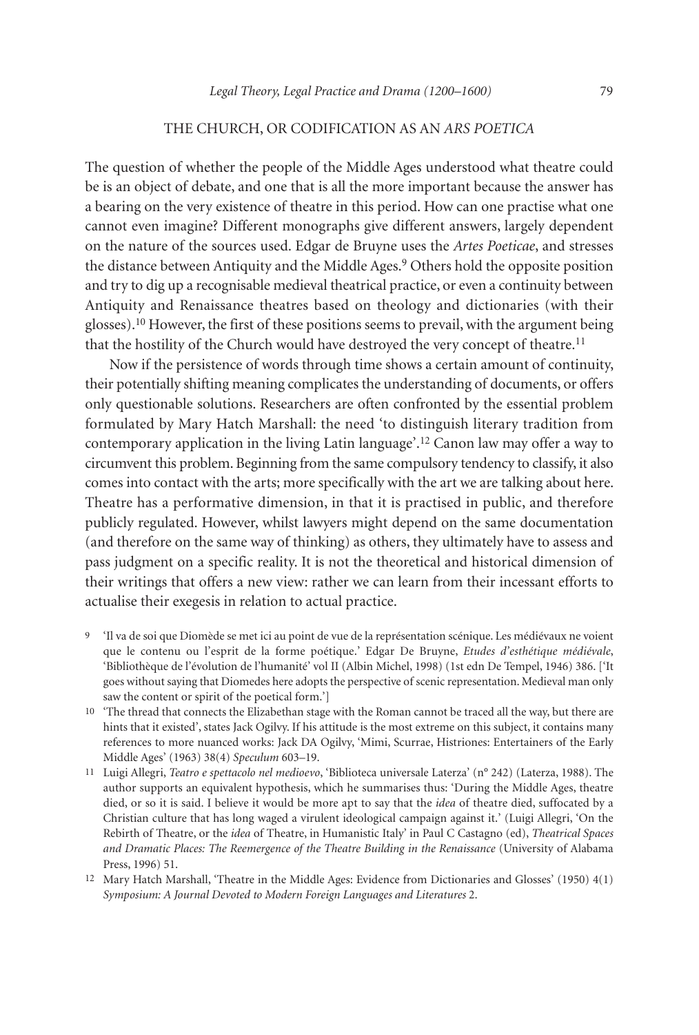## THE CHURCH, OR CODIFICATION AS AN *ARS POETICA*

The question of whether the people of the Middle Ages understood what theatre could be is an object of debate, and one that is all the more important because the answer has a bearing on the very existence of theatre in this period. How can one practise what one cannot even imagine? Different monographs give different answers, largely dependent on the nature of the sources used. Edgar de Bruyne uses the *Artes Poeticae*, and stresses the distance between Antiquity and the Middle Ages.[9] Others hold the opposite position and try to dig up a recognisable medieval theatrical practice, or even a continuity between Antiquity and Renaissance theatres based on theology and dictionaries (with their glosses).[10] However, the first of these positions seems to prevail, with the argument being that the hostility of the Church would have destroyed the very concept of theatre.[11]

Now if the persistence of words through time shows a certain amount of continuity, their potentially shifting meaning complicates the understanding of documents, or offers only questionable solutions. Researchers are often confronted by the essential problem formulated by Mary Hatch Marshall: the need 'to distinguish literary tradition from contemporary application in the living Latin language'.[12] Canon law may offer a way to circumvent this problem. Beginning from the same compulsory tendency to classify, it also comes into contact with the arts; more specifically with the art we are talking about here. Theatre has a performative dimension, in that it is practised in public, and therefore publicly regulated. However, whilst lawyers might depend on the same documentation (and therefore on the same way of thinking) as others, they ultimately have to assess and pass judgment on a specific reality. It is not the theoretical and historical dimension of their writings that offers a new view: rather we can learn from their incessant efforts to actualise their exegesis in relation to actual practice.

9 'Il va de soi que Diomède se met ici au point de vue de la représentation scénique. Les médiévaux ne voient que le contenu ou l'esprit de la forme poétique.' Edgar De Bruyne, *Etudes d'esthétique médiévale*, 'Bibliothèque de l'évolution de l'humanité' vol II (Albin Michel, 1998) (1st edn De Tempel, 1946) 386. ['It goes without saying that Diomedes here adopts the perspective of scenic representation. Medieval man only saw the content or spirit of the poetical form.']

10 'The thread that connects the Elizabethan stage with the Roman cannot be traced all the way, but there are hints that it existed', states Jack Ogilvy. If his attitude is the most extreme on this subject, it contains many references to more nuanced works: Jack DA Ogilvy, 'Mimi, Scurrae, Histriones: Entertainers of the Early Middle Ages' (1963) 38(4) *Speculum* 603–19.

11 Luigi Allegri, *Teatro e spettacolo nel medioevo*, 'Biblioteca universale Laterza' (n° 242) (Laterza, 1988). The author supports an equivalent hypothesis, which he summarises thus: 'During the Middle Ages, theatre died, or so it is said. I believe it would be more apt to say that the *idea* of theatre died, suffocated by a Christian culture that has long waged a virulent ideological campaign against it.' (Luigi Allegri, 'On the Rebirth of Theatre, or the *idea* of Theatre, in Humanistic Italy' in Paul C Castagno (ed), *Theatrical Spaces and Dramatic Places: The Reemergence of the Theatre Building in the Renaissance* (University of Alabama Press, 1996) 51.

12 Mary Hatch Marshall, 'Theatre in the Middle Ages: Evidence from Dictionaries and Glosses' (1950) 4(1) *Symposium: A Journal Devoted to Modern Foreign Languages and Literatures* 2.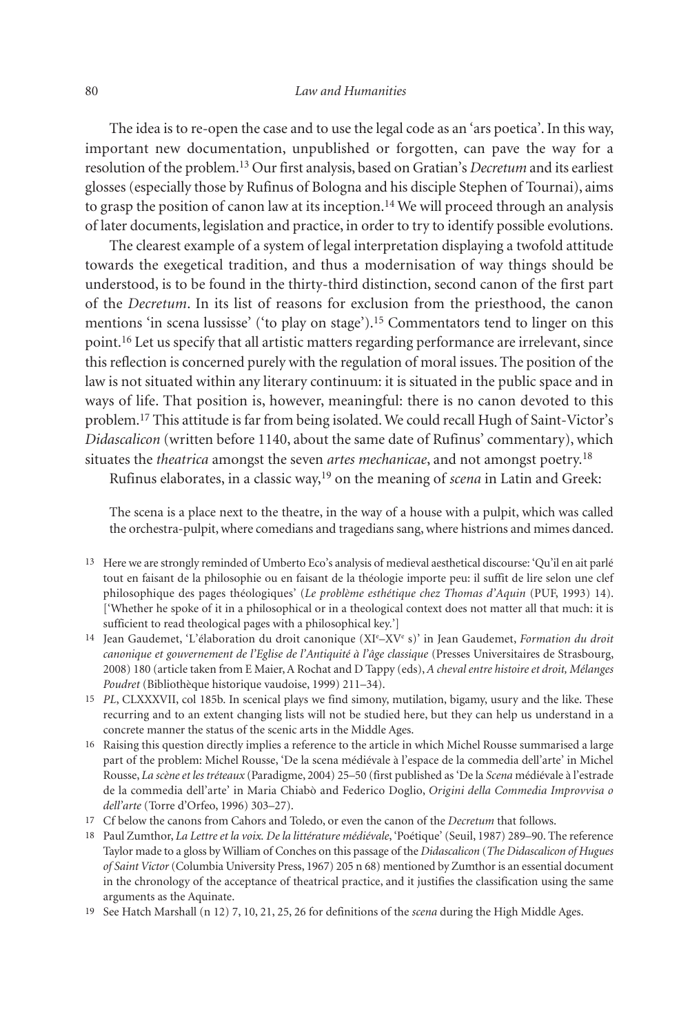The idea is to re-open the case and to use the legal code as an 'ars poetica'. In this way, important new documentation, unpublished or forgotten, can pave the way for a resolution of the problem.[13] Our first analysis, based on Gratian's *Decretum* and its earliest glosses (especially those by Rufinus of Bologna and his disciple Stephen of Tournai), aims to grasp the position of canon law at its inception.[14] We will proceed through an analysis of later documents, legislation and practice, in order to try to identify possible evolutions.

The clearest example of a system of legal interpretation displaying a twofold attitude towards the exegetical tradition, and thus a modernisation of way things should be understood, is to be found in the thirty-third distinction, second canon of the first part of the *Decretum*. In its list of reasons for exclusion from the priesthood, the canon mentions 'in scena lussisse' ('to play on stage').[15] Commentators tend to linger on this point.[16] Let us specify that all artistic matters regarding performance are irrelevant, since this reflection is concerned purely with the regulation of moral issues. The position of the law is not situated within any literary continuum: it is situated in the public space and in ways of life. That position is, however, meaningful: there is no canon devoted to this problem.[17] This attitude is far from being isolated. We could recall Hugh of Saint-Victor's *Didascalicon* (written before 1140, about the same date of Rufinus' commentary), which situates the *theatrica* amongst the seven *artes mechanicae*, and not amongst poetry.[18]

Rufinus elaborates, in a classic way,[19] on the meaning of *scena* in Latin and Greek:

> The scena is a place next to the theatre, in the way of a house with a pulpit, which was called the orchestra-pulpit, where comedians and tragedians sang, where histrions and mimes danced.

---

13 Here we are strongly reminded of Umberto Eco's analysis of medieval aesthetical discourse: 'Qu'il en ait parlé tout en faisant de la philosophie ou en faisant de la théologie importe peu: il suffit de lire selon une clef philosophique des pages théologiques' (*Le problème esthétique chez Thomas d'Aquin* (PUF, 1993) 14). ['Whether he spoke of it in a philosophical or in a theological context does not matter all that much: it is sufficient to read theological pages with a philosophical key.']

14 Jean Gaudemet, 'L'élaboration du droit canonique (XI^e^–XV^e^ s)' in Jean Gaudemet, *Formation du droit canonique et gouvernement de l'Eglise de l'Antiquité à l'âge classique* (Presses Universitaires de Strasbourg, 2008) 180 (article taken from E Maier, A Rochat and D Tappy (eds), *A cheval entre histoire et droit, Mélanges Poudret* (Bibliothèque historique vaudoise, 1999) 211–34).

15 *PL*, CLXXXVII, col 185b. In scenical plays we find simony, mutilation, bigamy, usury and the like. These recurring and to an extent changing lists will not be studied here, but they can help us understand in a concrete manner the status of the scenic arts in the Middle Ages.

16 Raising this question directly implies a reference to the article in which Michel Rousse summarised a large part of the problem: Michel Rousse, 'De la scena médiévale à l'espace de la commedia dell'arte' in Michel Rousse, *La scène et les tréteaux* (Paradigme, 2004) 25–50 (first published as 'De la *Scena* médiévale à l'estrade de la commedia dell'arte' in Maria Chiabò and Federico Doglio, *Origini della Commedia Improvvisa o dell'arte* (Torre d'Orfeo, 1996) 303–27).

17 Cf below the canons from Cahors and Toledo, or even the canon of the *Decretum* that follows.

18 Paul Zumthor, *La Lettre et la voix. De la littérature médiévale*, 'Poétique' (Seuil, 1987) 289–90. The reference Taylor made to a gloss by William of Conches on this passage of the *Didascalicon* (*The Didascalicon of Hugues of Saint Victor* (Columbia University Press, 1967) 205 n 68) mentioned by Zumthor is an essential document in the chronology of the acceptance of theatrical practice, and it justifies the classification using the same arguments as the Aquinate.

19 See Hatch Marshall (n 12) 7, 10, 21, 25, 26 for definitions of the *scena* during the High Middle Ages.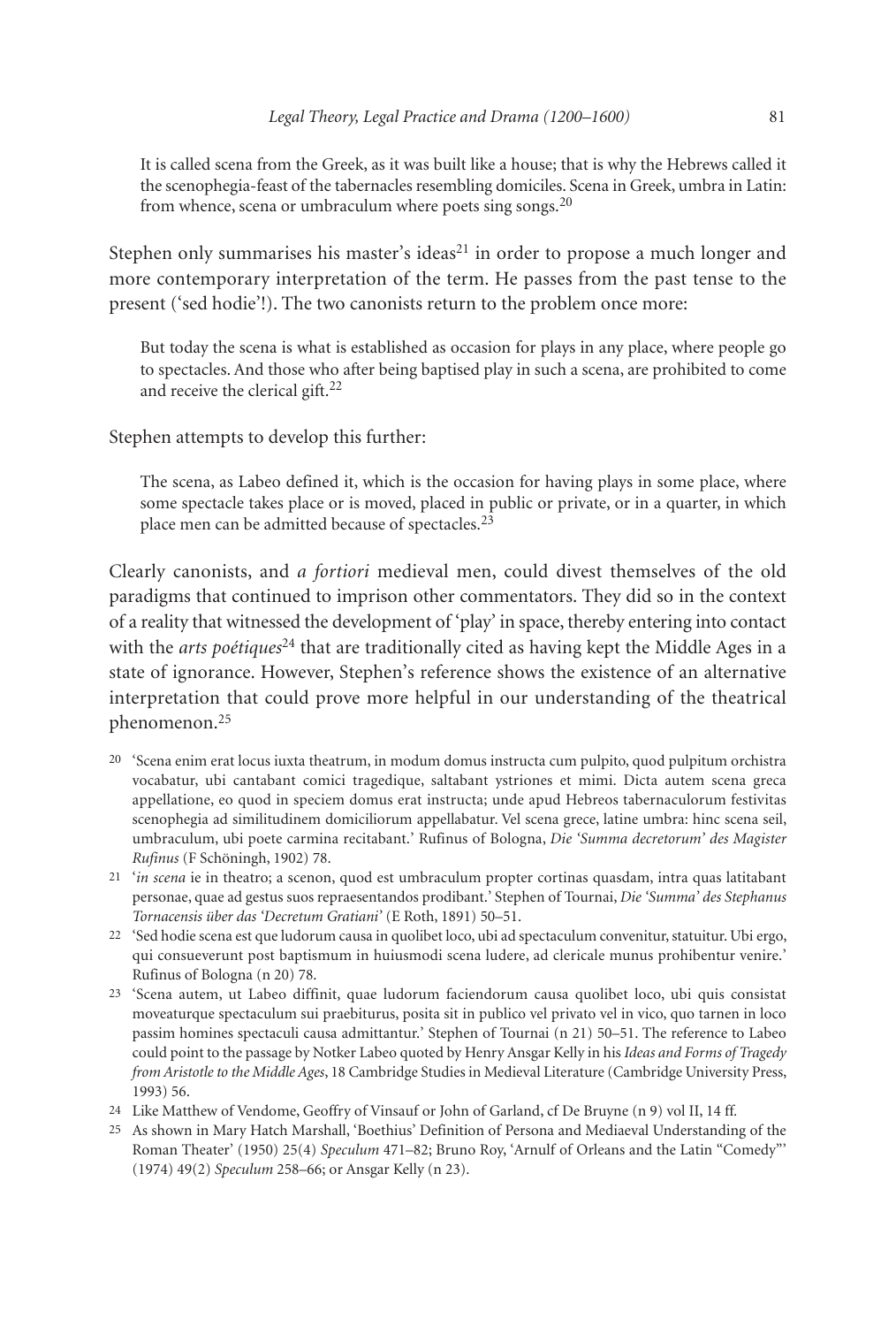> It is called scena from the Greek, as it was built like a house; that is why the Hebrews called it the scenophegia-feast of the tabernacles resembling domiciles. Scena in Greek, umbra in Latin: from whence, scena or umbraculum where poets sing songs.[20]

Stephen only summarises his master's ideas[21] in order to propose a much longer and more contemporary interpretation of the term. He passes from the past tense to the present ('sed hodie'!). The two canonists return to the problem once more:

> But today the scena is what is established as occasion for plays in any place, where people go to spectacles. And those who after being baptised play in such a scena, are prohibited to come and receive the clerical gift.[22]

Stephen attempts to develop this further:

> The scena, as Labeo defined it, which is the occasion for having plays in some place, where some spectacle takes place or is moved, placed in public or private, or in a quarter, in which place men can be admitted because of spectacles.[23]

Clearly canonists, and *a fortiori* medieval men, could divest themselves of the old paradigms that continued to imprison other commentators. They did so in the context of a reality that witnessed the development of 'play' in space, thereby entering into contact with the *arts poétiques*[24] that are traditionally cited as having kept the Middle Ages in a state of ignorance. However, Stephen's reference shows the existence of an alternative interpretation that could prove more helpful in our understanding of the theatrical phenomenon.[25]

[20] 'Scena enim erat locus iuxta theatrum, in modum domus instructa cum pulpito, quod pulpitum orchistra vocabatur, ubi cantabant comici tragedique, saltabant ystriones et mimi. Dicta autem scena greca appellatione, eo quod in speciem domus erat instructa; unde apud Hebreos tabernaculorum festivitas scenophegia ad similitudinem domiciliorum appellabatur. Vel scena grece, latine umbra: hinc scena seil, umbraculum, ubi poete carmina recitabant.' Rufinus of Bologna, *Die 'Summa decretorum' des Magister Rufinus* (F Schöningh, 1902) 78.

[21] '*in scena* ie in theatro; a scenon, quod est umbraculum propter cortinas quasdam, intra quas latitabant personae, quae ad gestus suos repraesentandos prodibant.' Stephen of Tournai, *Die 'Summa' des Stephanus Tornacensis über das 'Decretum Gratiani'* (E Roth, 1891) 50–51.

[22] 'Sed hodie scena est que ludorum causa in quolibet loco, ubi ad spectaculum convenitur, statuitur. Ubi ergo, qui consueverunt post baptismum in huiusmodi scena ludere, ad clericale munus prohibentur venire.' Rufinus of Bologna (n 20) 78.

[23] 'Scena autem, ut Labeo diffinit, quae ludorum faciendorum causa quolibet loco, ubi quis consistat moveaturque spectaculum sui praebiturus, posita sit in publico vel privato vel in vico, quo tarnen in loco passim homines spectaculi causa admittantur.' Stephen of Tournai (n 21) 50–51. The reference to Labeo could point to the passage by Notker Labeo quoted by Henry Ansgar Kelly in his *Ideas and Forms of Tragedy from Aristotle to the Middle Ages*, 18 Cambridge Studies in Medieval Literature (Cambridge University Press, 1993) 56.

[24] Like Matthew of Vendome, Geoffry of Vinsauf or John of Garland, cf De Bruyne (n 9) vol II, 14 ff.

[25] As shown in Mary Hatch Marshall, 'Boethius' Definition of Persona and Mediaeval Understanding of the Roman Theater' (1950) 25(4) *Speculum* 471–82; Bruno Roy, 'Arnulf of Orleans and the Latin "Comedy"' (1974) 49(2) *Speculum* 258–66; or Ansgar Kelly (n 23).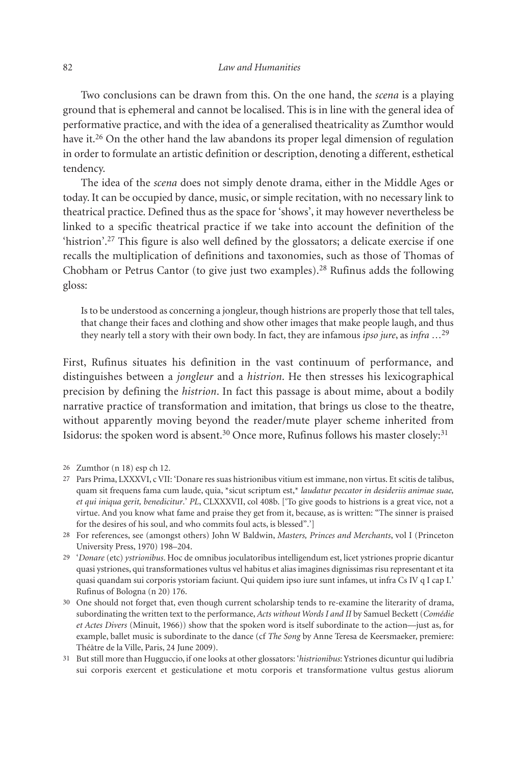Two conclusions can be drawn from this. On the one hand, the *scena* is a playing ground that is ephemeral and cannot be localised. This is in line with the general idea of performative practice, and with the idea of a generalised theatricality as Zumthor would have it.[26] On the other hand the law abandons its proper legal dimension of regulation in order to formulate an artistic definition or description, denoting a different, esthetical tendency.

The idea of the *scena* does not simply denote drama, either in the Middle Ages or today. It can be occupied by dance, music, or simple recitation, with no necessary link to theatrical practice. Defined thus as the space for 'shows', it may however nevertheless be linked to a specific theatrical practice if we take into account the definition of the 'histrion'.[27] This figure is also well defined by the glossators; a delicate exercise if one recalls the multiplication of definitions and taxonomies, such as those of Thomas of Chobham or Petrus Cantor (to give just two examples).[28] Rufinus adds the following gloss:

> Is to be understood as concerning a jongleur, though histrions are properly those that tell tales, that change their faces and clothing and show other images that make people laugh, and thus they nearly tell a story with their own body. In fact, they are infamous *ipso jure*, as *infra* …[29]

First, Rufinus situates his definition in the vast continuum of performance, and distinguishes between a *jongleur* and a *histrion*. He then stresses his lexicographical precision by defining the *histrion*. In fact this passage is about mime, about a bodily narrative practice of transformation and imitation, that brings us close to the theatre, without apparently moving beyond the reader/mute player scheme inherited from Isidorus: the spoken word is absent.[30] Once more, Rufinus follows his master closely:[31]

---

26 Zumthor (n 18) esp ch 12.

27 Pars Prima, LXXXVI, c VII: 'Donare res suas histrionibus vitium est immane, non virtus. Et scitis de talibus, quam sit frequens fama cum laude, quia, *sicut scriptum est,* *laudatur peccator in desideriis animae suae, et qui iniqua gerit, benedicitur*.' *PL*, CLXXXVII, col 408b. ['To give goods to histrions is a great vice, not a virtue. And you know what fame and praise they get from it, because, as is written: "The sinner is praised for the desires of his soul, and who commits foul acts, is blessed".']

28 For references, see (amongst others) John W Baldwin, *Masters, Princes and Merchants*, vol I (Princeton University Press, 1970) 198–204.

29 '*Donare* (etc) *ystrionibus*. Hoc de omnibus joculatoribus intelligendum est, licet ystriones proprie dicantur quasi ystriones, qui transformationes vultus vel habitus et alias imagines dignissimas risu representant et ita quasi quandam sui corporis ystoriam faciunt. Qui quidem ipso iure sunt infames, ut infra Cs IV q I cap I.' Rufinus of Bologna (n 20) 176.

30 One should not forget that, even though current scholarship tends to re-examine the literarity of drama, subordinating the written text to the performance, *Acts without Words I and II* by Samuel Beckett (*Comédie et Actes Divers* (Minuit, 1966)) show that the spoken word is itself subordinate to the action—just as, for example, ballet music is subordinate to the dance (cf *The Song* by Anne Teresa de Keersmaeker, premiere: Théâtre de la Ville, Paris, 24 June 2009).

31 But still more than Hugguccio, if one looks at other glossators: '*histrionibus*: Ystriones dicuntur qui ludibria sui corporis exercent et gesticulatione et motu corporis et transformatione vultus gestus aliorum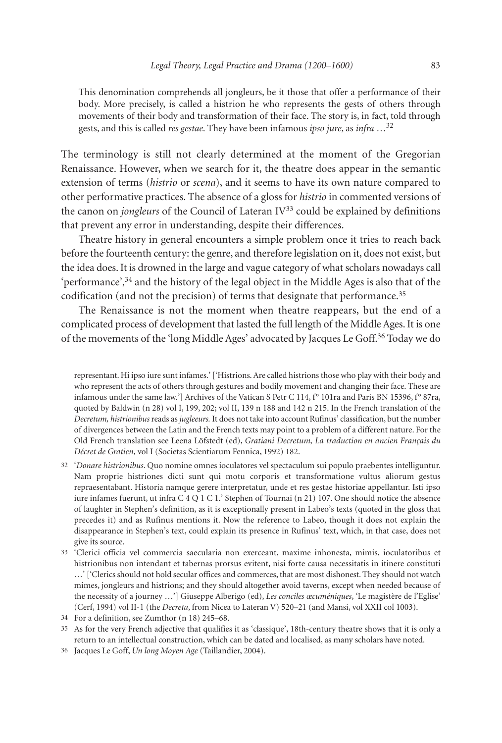> This denomination comprehends all jongleurs, be it those that offer a performance of their body. More precisely, is called a histrion he who represents the gests of others through movements of their body and transformation of their face. The story is, in fact, told through gests, and this is called *res gestae*. They have been infamous *ipso jure*, as *infra* …[32]

The terminology is still not clearly determined at the moment of the Gregorian Renaissance. However, when we search for it, the theatre does appear in the semantic extension of terms (*histrio* or *scena*), and it seems to have its own nature compared to other performative practices. The absence of a gloss for *histrio* in commented versions of the canon on *jongleurs* of the Council of Lateran IV[33] could be explained by definitions that prevent any error in understanding, despite their differences.

Theatre history in general encounters a simple problem once it tries to reach back before the fourteenth century: the genre, and therefore legislation on it, does not exist, but the idea does. It is drowned in the large and vague category of what scholars nowadays call 'performance',[34] and the history of the legal object in the Middle Ages is also that of the codification (and not the precision) of terms that designate that performance.[35]

The Renaissance is not the moment when theatre reappears, but the end of a complicated process of development that lasted the full length of the Middle Ages. It is one of the movements of the 'long Middle Ages' advocated by Jacques Le Goff.[36] Today we do

representant. Hi ipso iure sunt infames.' ['Histrions. Are called histrions those who play with their body and who represent the acts of others through gestures and bodily movement and changing their face. These are infamous under the same law.'] Archives of the Vatican S Petr C 114, f° 101ra and Paris BN 15396, f° 87ra, quoted by Baldwin (n 28) vol I, 199, 202; vol II, 139 n 188 and 142 n 215. In the French translation of the *Decretum, histrionibus* reads as *jugleeurs.* It does not take into account Rufinus' classification, but the number of divergences between the Latin and the French texts may point to a problem of a different nature. For the Old French translation see Leena Löfstedt (ed), *Gratiani Decretum, La traduction en ancien Français du Décret de Gratien*, vol I (Societas Scientiarum Fennica, 1992) 182.

32 '*Donare histrionibus*. Quo nomine omnes ioculatores vel spectaculum sui populo praebentes intelliguntur. Nam proprie histriones dicti sunt qui motu corporis et transformatione vultus aliorum gestus repraesentabant. Historia namque gerere interpretatur, unde et res gestae historiae appellantur. Isti ipso iure infames fuerunt, ut infra C 4 Q 1 C 1.' Stephen of Tournai (n 21) 107. One should notice the absence of laughter in Stephen's definition, as it is exceptionally present in Labeo's texts (quoted in the gloss that precedes it) and as Rufinus mentions it. Now the reference to Labeo, though it does not explain the disappearance in Stephen's text, could explain its presence in Rufinus' text, which, in that case, does not give its source.

33 'Clerici officia vel commercia saecularia non exerceant, maxime inhonesta, mimis, ioculatoribus et histrionibus non intendant et tabernas prorsus evitent, nisi forte causa necessitatis in itinere constituti …' ['Clerics should not hold secular offices and commerces, that are most dishonest. They should not watch mimes, jongleurs and histrions; and they should altogether avoid taverns, except when needed because of the necessity of a journey …'] Giuseppe Alberigo (ed), *Les conciles œcuméniques*, 'Le magistère de l'Eglise' (Cerf, 1994) vol II-1 (the *Decreta*, from Nicea to Lateran V) 520–21 (and Mansi, vol XXII col 1003).

34 For a definition, see Zumthor (n 18) 245–68.

35 As for the very French adjective that qualifies it as 'classique', 18th-century theatre shows that it is only a return to an intellectual construction, which can be dated and localised, as many scholars have noted.

36 Jacques Le Goff, *Un long Moyen Age* (Taillandier, 2004).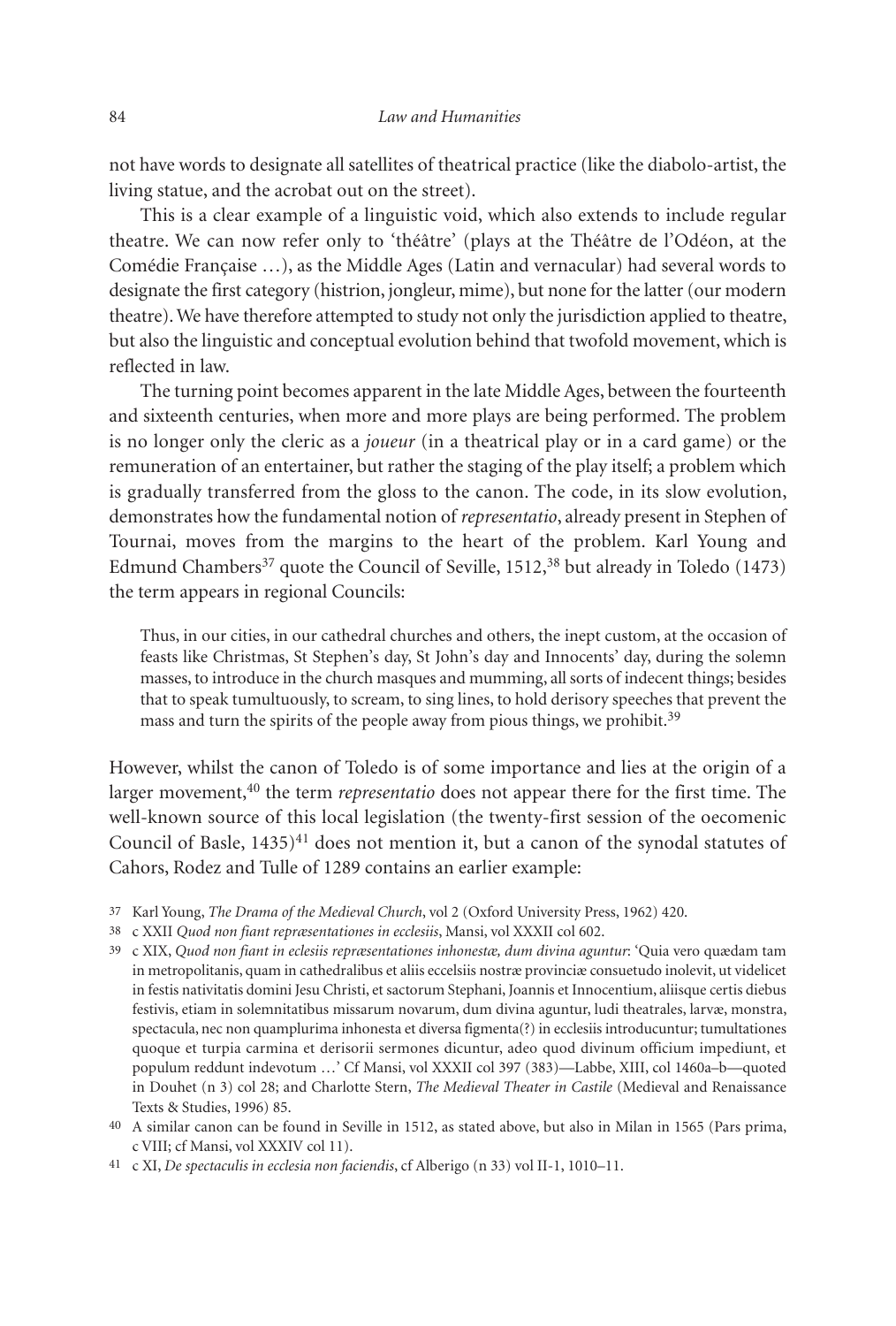not have words to designate all satellites of theatrical practice (like the diabolo-artist, the living statue, and the acrobat out on the street).

This is a clear example of a linguistic void, which also extends to include regular theatre. We can now refer only to 'théâtre' (plays at the Théâtre de l'Odéon, at the Comédie Française …), as the Middle Ages (Latin and vernacular) had several words to designate the first category (histrion, jongleur, mime), but none for the latter (our modern theatre). We have therefore attempted to study not only the jurisdiction applied to theatre, but also the linguistic and conceptual evolution behind that twofold movement, which is reflected in law.

The turning point becomes apparent in the late Middle Ages, between the fourteenth and sixteenth centuries, when more and more plays are being performed. The problem is no longer only the cleric as a *joueur* (in a theatrical play or in a card game) or the remuneration of an entertainer, but rather the staging of the play itself; a problem which is gradually transferred from the gloss to the canon. The code, in its slow evolution, demonstrates how the fundamental notion of *representatio*, already present in Stephen of Tournai, moves from the margins to the heart of the problem. Karl Young and Edmund Chambers[37] quote the Council of Seville, 1512,[38] but already in Toledo (1473) the term appears in regional Councils:

> Thus, in our cities, in our cathedral churches and others, the inept custom, at the occasion of feasts like Christmas, St Stephen's day, St John's day and Innocents' day, during the solemn masses, to introduce in the church masques and mumming, all sorts of indecent things; besides that to speak tumultuously, to scream, to sing lines, to hold derisory speeches that prevent the mass and turn the spirits of the people away from pious things, we prohibit.[39]

However, whilst the canon of Toledo is of some importance and lies at the origin of a larger movement,[40] the term *representatio* does not appear there for the first time. The well-known source of this local legislation (the twenty-first session of the oecomenic Council of Basle, 1435)[41] does not mention it, but a canon of the synodal statutes of Cahors, Rodez and Tulle of 1289 contains an earlier example:

---

37 Karl Young, *The Drama of the Medieval Church*, vol 2 (Oxford University Press, 1962) 420.

38 c XXII *Quod non fiant repræsentationes in ecclesiis*, Mansi, vol XXXII col 602.

39 c XIX, *Quod non fiant in eclesiis repræsentationes inhonestæ, dum divina aguntur*: 'Quia vero quædam tam in metropolitanis, quam in cathedralibus et aliis eccelsiis nostræ provinciæ consuetudo inolevit, ut videlicet in festis nativitatis domini Jesu Christi, et sactorum Stephani, Joannis et Innocentium, aliisque certis diebus festivis, etiam in solemnitatibus missarum novarum, dum divina aguntur, ludi theatrales, larvæ, monstra, spectacula, nec non quamplurima inhonesta et diversa figmenta(?) in ecclesiis introducuntur; tumultationes quoque et turpia carmina et derisorii sermones dicuntur, adeo quod divinum officium impediunt, et populum reddunt indevotum …' Cf Mansi, vol XXXII col 397 (383)—Labbe, XIII, col 1460a–b—quoted in Douhet (n 3) col 28; and Charlotte Stern, *The Medieval Theater in Castile* (Medieval and Renaissance Texts & Studies, 1996) 85.

40 A similar canon can be found in Seville in 1512, as stated above, but also in Milan in 1565 (Pars prima, c VIII; cf Mansi, vol XXXIV col 11).

41 c XI, *De spectaculis in ecclesia non faciendis*, cf Alberigo (n 33) vol II-1, 1010–11.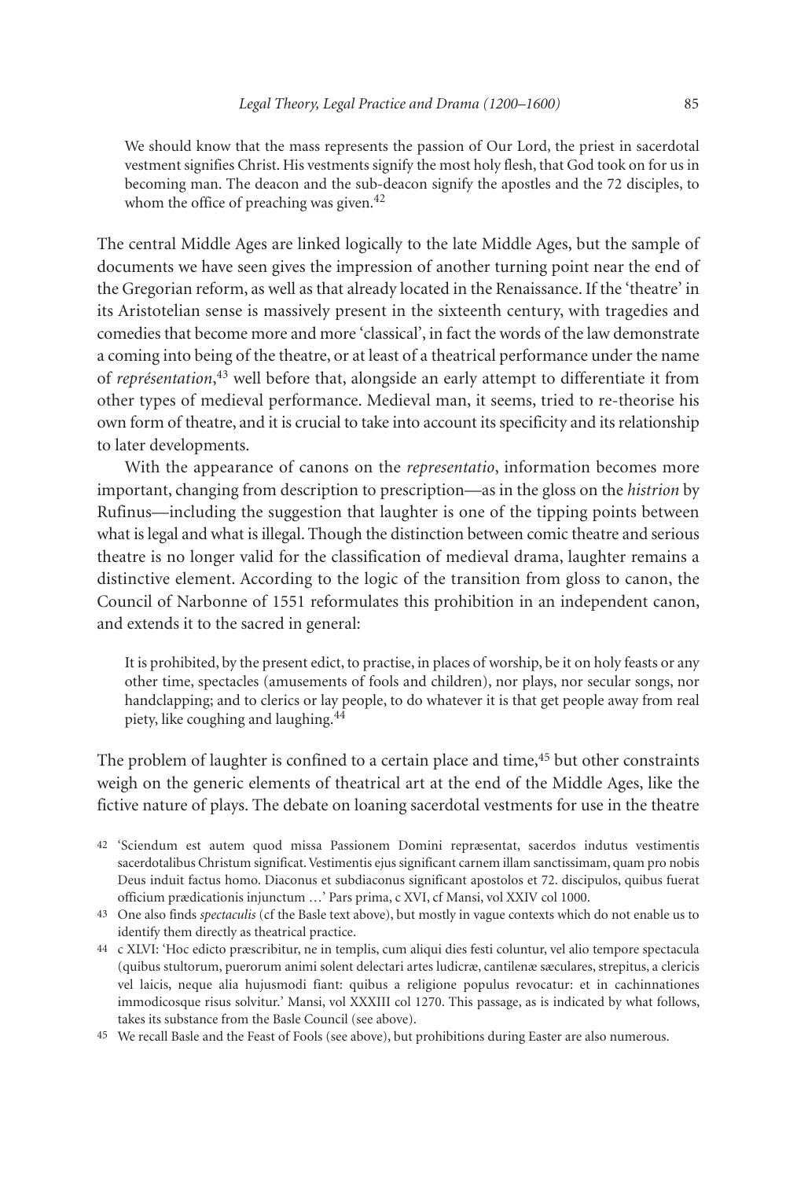> We should know that the mass represents the passion of Our Lord, the priest in sacerdotal vestment signifies Christ. His vestments signify the most holy flesh, that God took on for us in becoming man. The deacon and the sub-deacon signify the apostles and the 72 disciples, to whom the office of preaching was given.[42]

The central Middle Ages are linked logically to the late Middle Ages, but the sample of documents we have seen gives the impression of another turning point near the end of the Gregorian reform, as well as that already located in the Renaissance. If the 'theatre' in its Aristotelian sense is massively present in the sixteenth century, with tragedies and comedies that become more and more 'classical', in fact the words of the law demonstrate a coming into being of the theatre, or at least of a theatrical performance under the name of *représentation*,[43] well before that, alongside an early attempt to differentiate it from other types of medieval performance. Medieval man, it seems, tried to re-theorise his own form of theatre, and it is crucial to take into account its specificity and its relationship to later developments.

With the appearance of canons on the *representatio*, information becomes more important, changing from description to prescription—as in the gloss on the *histrion* by Rufinus—including the suggestion that laughter is one of the tipping points between what is legal and what is illegal. Though the distinction between comic theatre and serious theatre is no longer valid for the classification of medieval drama, laughter remains a distinctive element. According to the logic of the transition from gloss to canon, the Council of Narbonne of 1551 reformulates this prohibition in an independent canon, and extends it to the sacred in general:

> It is prohibited, by the present edict, to practise, in places of worship, be it on holy feasts or any other time, spectacles (amusements of fools and children), nor plays, nor secular songs, nor handclapping; and to clerics or lay people, to do whatever it is that get people away from real piety, like coughing and laughing.[44]

The problem of laughter is confined to a certain place and time,[45] but other constraints weigh on the generic elements of theatrical art at the end of the Middle Ages, like the fictive nature of plays. The debate on loaning sacerdotal vestments for use in the theatre

42 'Sciendum est autem quod missa Passionem Domini repræsentat, sacerdos indutus vestimentis sacerdotalibus Christum significat. Vestimentis ejus significant carnem illam sanctissimam, quam pro nobis Deus induit factus homo. Diaconus et subdiaconus significant apostolos et 72. discipulos, quibus fuerat officium prædicationis injunctum …' Pars prima, c XVI, cf Mansi, vol XXIV col 1000.

43 One also finds *spectaculis* (cf the Basle text above), but mostly in vague contexts which do not enable us to identify them directly as theatrical practice.

44 c XLVI: 'Hoc edicto præscribitur, ne in templis, cum aliqui dies festi coluntur, vel alio tempore spectacula (quibus stultorum, puerorum animi solent delectari artes ludicræ, cantilenæ sæculares, strepitus, a clericis vel laicis, neque alia hujusmodi fiant: quibus a religione populus revocatur: et in cachinnationes immodicosque risus solvitur.' Mansi, vol XXXIII col 1270. This passage, as is indicated by what follows, takes its substance from the Basle Council (see above).

45 We recall Basle and the Feast of Fools (see above), but prohibitions during Easter are also numerous.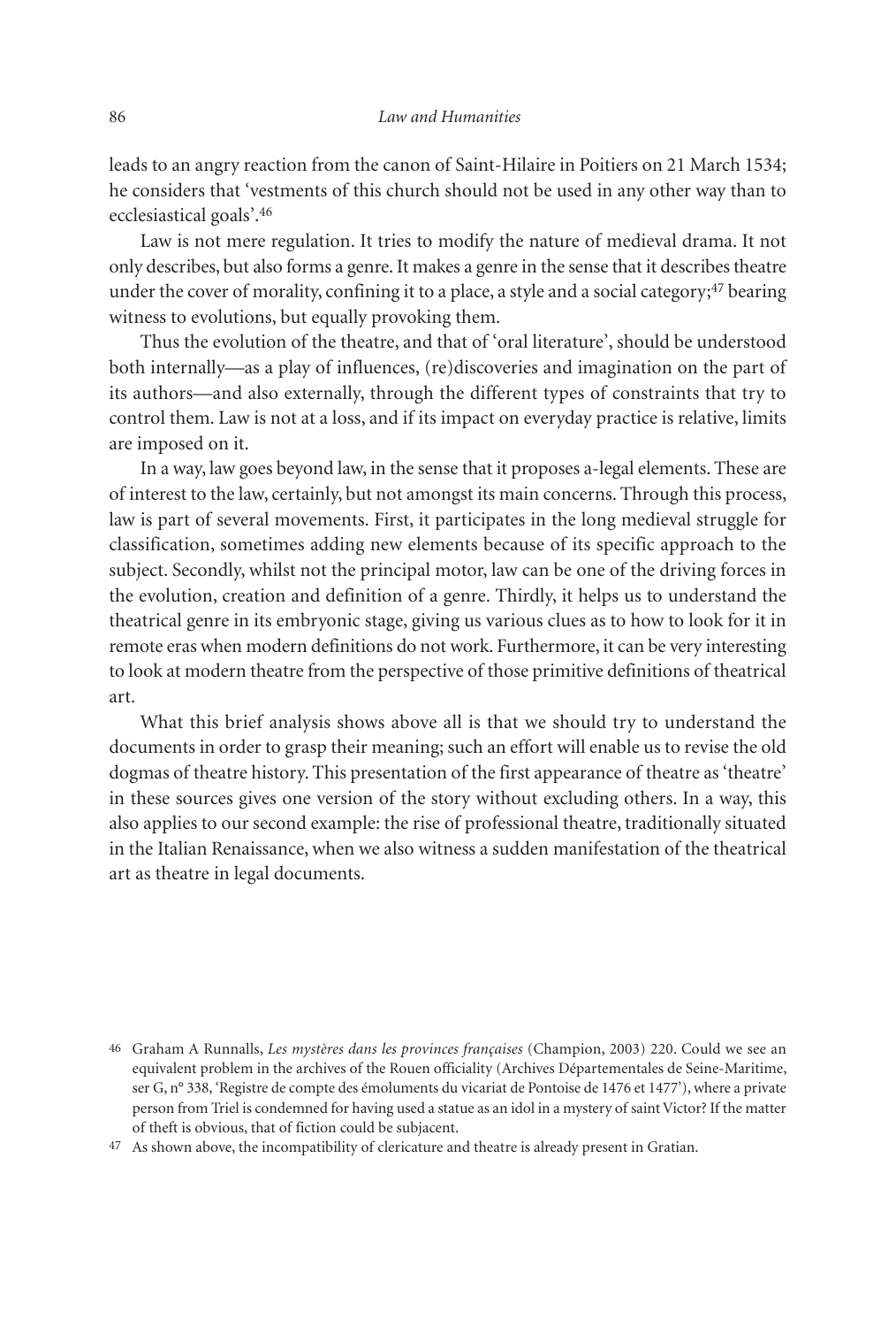leads to an angry reaction from the canon of Saint-Hilaire in Poitiers on 21 March 1534; he considers that 'vestments of this church should not be used in any other way than to ecclesiastical goals'.[46]

Law is not mere regulation. It tries to modify the nature of medieval drama. It not only describes, but also forms a genre. It makes a genre in the sense that it describes theatre under the cover of morality, confining it to a place, a style and a social category;[47] bearing witness to evolutions, but equally provoking them.

Thus the evolution of the theatre, and that of 'oral literature', should be understood both internally—as a play of influences, (re)discoveries and imagination on the part of its authors—and also externally, through the different types of constraints that try to control them. Law is not at a loss, and if its impact on everyday practice is relative, limits are imposed on it.

In a way, law goes beyond law, in the sense that it proposes a-legal elements. These are of interest to the law, certainly, but not amongst its main concerns. Through this process, law is part of several movements. First, it participates in the long medieval struggle for classification, sometimes adding new elements because of its specific approach to the subject. Secondly, whilst not the principal motor, law can be one of the driving forces in the evolution, creation and definition of a genre. Thirdly, it helps us to understand the theatrical genre in its embryonic stage, giving us various clues as to how to look for it in remote eras when modern definitions do not work. Furthermore, it can be very interesting to look at modern theatre from the perspective of those primitive definitions of theatrical art.

What this brief analysis shows above all is that we should try to understand the documents in order to grasp their meaning; such an effort will enable us to revise the old dogmas of theatre history. This presentation of the first appearance of theatre as 'theatre' in these sources gives one version of the story without excluding others. In a way, this also applies to our second example: the rise of professional theatre, traditionally situated in the Italian Renaissance, when we also witness a sudden manifestation of the theatrical art as theatre in legal documents.

[46] Graham A Runnalls, *Les mystères dans les provinces françaises* (Champion, 2003) 220. Could we see an equivalent problem in the archives of the Rouen officiality (Archives Départementales de Seine-Maritime, ser G, n° 338, 'Registre de compte des émoluments du vicariat de Pontoise de 1476 et 1477'), where a private person from Triel is condemned for having used a statue as an idol in a mystery of saint Victor? If the matter of theft is obvious, that of fiction could be subjacent.

[47] As shown above, the incompatibility of clericature and theatre is already present in Gratian.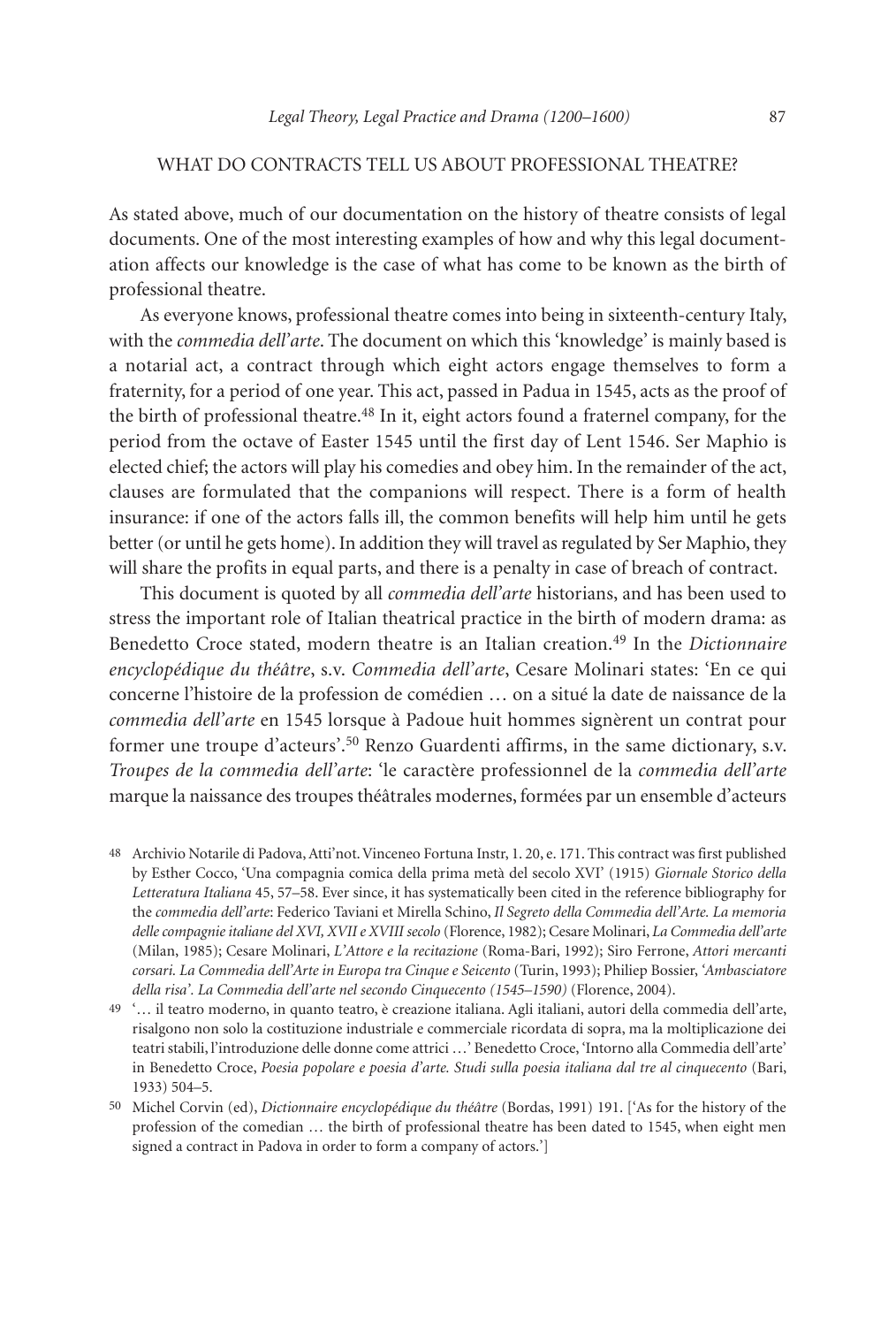## WHAT DO CONTRACTS TELL US ABOUT PROFESSIONAL THEATRE?

As stated above, much of our documentation on the history of theatre consists of legal documents. One of the most interesting examples of how and why this legal documentation affects our knowledge is the case of what has come to be known as the birth of professional theatre.

As everyone knows, professional theatre comes into being in sixteenth-century Italy, with the *commedia dell'arte*. The document on which this 'knowledge' is mainly based is a notarial act, a contract through which eight actors engage themselves to form a fraternity, for a period of one year. This act, passed in Padua in 1545, acts as the proof of the birth of professional theatre.[48] In it, eight actors found a fraternel company, for the period from the octave of Easter 1545 until the first day of Lent 1546. Ser Maphio is elected chief; the actors will play his comedies and obey him. In the remainder of the act, clauses are formulated that the companions will respect. There is a form of health insurance: if one of the actors falls ill, the common benefits will help him until he gets better (or until he gets home). In addition they will travel as regulated by Ser Maphio, they will share the profits in equal parts, and there is a penalty in case of breach of contract.

This document is quoted by all *commedia dell'arte* historians, and has been used to stress the important role of Italian theatrical practice in the birth of modern drama: as Benedetto Croce stated, modern theatre is an Italian creation.[49] In the *Dictionnaire encyclopédique du théâtre*, s.v. *Commedia dell'arte*, Cesare Molinari states: 'En ce qui concerne l'histoire de la profession de comédien … on a situé la date de naissance de la *commedia dell'arte* en 1545 lorsque à Padoue huit hommes signèrent un contrat pour former une troupe d'acteurs'.[50] Renzo Guardenti affirms, in the same dictionary, s.v. *Troupes de la commedia dell'arte*: 'le caractère professionnel de la *commedia dell'arte* marque la naissance des troupes théâtrales modernes, formées par un ensemble d'acteurs

---

48 Archivio Notarile di Padova, Atti'not. Vinceneo Fortuna Instr, 1. 20, e. 171. This contract was first published by Esther Cocco, 'Una compagnia comica della prima metà del secolo XVI' (1915) *Giornale Storico della Letteratura Italiana* 45, 57–58. Ever since, it has systematically been cited in the reference bibliography for the *commedia dell'arte*: Federico Taviani et Mirella Schino, *Il Segreto della Commedia dell'Arte. La memoria delle compagnie italiane del XVI, XVII e XVIII secolo* (Florence, 1982); Cesare Molinari, *La Commedia dell'arte* (Milan, 1985); Cesare Molinari, *L'Attore e la recitazione* (Roma-Bari, 1992); Siro Ferrone, *Attori mercanti corsari. La Commedia dell'Arte in Europa tra Cinque e Seicento* (Turin, 1993); Philiep Bossier, *'Ambasciatore della risa'. La Commedia dell'arte nel secondo Cinquecento (1545–1590)* (Florence, 2004).

49 '… il teatro moderno, in quanto teatro, è creazione italiana. Agli italiani, autori della commedia dell'arte, risalgono non solo la costituzione industriale e commerciale ricordata di sopra, ma la moltiplicazione dei teatri stabili, l'introduzione delle donne come attrici …' Benedetto Croce, 'Intorno alla Commedia dell'arte' in Benedetto Croce, *Poesia popolare e poesia d'arte. Studi sulla poesia italiana dal tre al cinquecento* (Bari, 1933) 504–5.

50 Michel Corvin (ed), *Dictionnaire encyclopédique du théâtre* (Bordas, 1991) 191. ['As for the history of the profession of the comedian … the birth of professional theatre has been dated to 1545, when eight men signed a contract in Padova in order to form a company of actors.']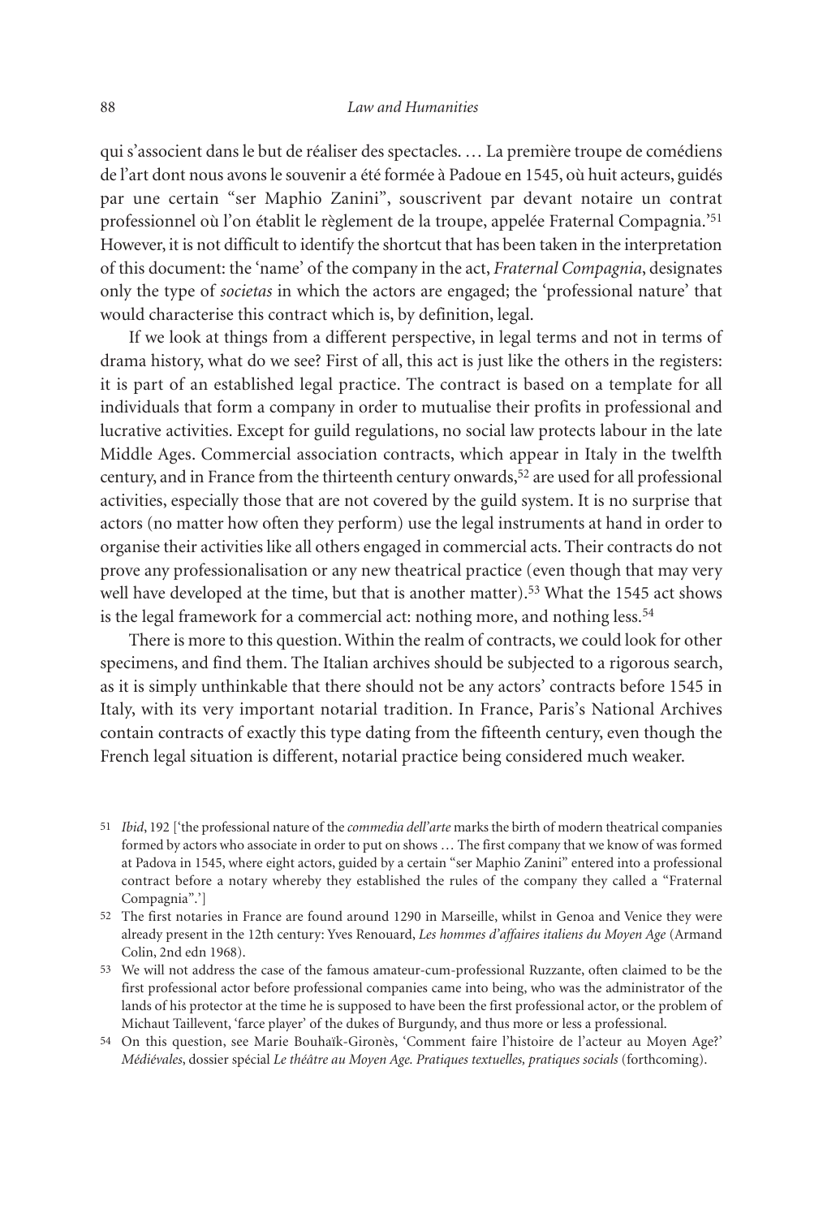qui s'associent dans le but de réaliser des spectacles. … La première troupe de comédiens de l'art dont nous avons le souvenir a été formée à Padoue en 1545, où huit acteurs, guidés par une certain "ser Maphio Zanini", souscrivent par devant notaire un contrat professionnel où l'on établit le règlement de la troupe, appelée Fraternal Compagnia.'[51] However, it is not difficult to identify the shortcut that has been taken in the interpretation of this document: the 'name' of the company in the act, *Fraternal Compagnia*, designates only the type of *societas* in which the actors are engaged; the 'professional nature' that would characterise this contract which is, by definition, legal.

If we look at things from a different perspective, in legal terms and not in terms of drama history, what do we see? First of all, this act is just like the others in the registers: it is part of an established legal practice. The contract is based on a template for all individuals that form a company in order to mutualise their profits in professional and lucrative activities. Except for guild regulations, no social law protects labour in the late Middle Ages. Commercial association contracts, which appear in Italy in the twelfth century, and in France from the thirteenth century onwards,[52] are used for all professional activities, especially those that are not covered by the guild system. It is no surprise that actors (no matter how often they perform) use the legal instruments at hand in order to organise their activities like all others engaged in commercial acts. Their contracts do not prove any professionalisation or any new theatrical practice (even though that may very well have developed at the time, but that is another matter).[53] What the 1545 act shows is the legal framework for a commercial act: nothing more, and nothing less.[54]

There is more to this question. Within the realm of contracts, we could look for other specimens, and find them. The Italian archives should be subjected to a rigorous search, as it is simply unthinkable that there should not be any actors' contracts before 1545 in Italy, with its very important notarial tradition. In France, Paris's National Archives contain contracts of exactly this type dating from the fifteenth century, even though the French legal situation is different, notarial practice being considered much weaker.

---

51 *Ibid*, 192 ['the professional nature of the *commedia dell'arte* marks the birth of modern theatrical companies formed by actors who associate in order to put on shows … The first company that we know of was formed at Padova in 1545, where eight actors, guided by a certain "ser Maphio Zanini" entered into a professional contract before a notary whereby they established the rules of the company they called a "Fraternal Compagnia".']

52 The first notaries in France are found around 1290 in Marseille, whilst in Genoa and Venice they were already present in the 12th century: Yves Renouard, *Les hommes d'affaires italiens du Moyen Age* (Armand Colin, 2nd edn 1968).

53 We will not address the case of the famous amateur-cum-professional Ruzzante, often claimed to be the first professional actor before professional companies came into being, who was the administrator of the lands of his protector at the time he is supposed to have been the first professional actor, or the problem of Michaut Taillevent, 'farce player' of the dukes of Burgundy, and thus more or less a professional.

54 On this question, see Marie Bouhaïk-Gironès, 'Comment faire l'histoire de l'acteur au Moyen Age?' *Médiévales*, dossier spécial *Le théâtre au Moyen Age. Pratiques textuelles, pratiques socials* (forthcoming).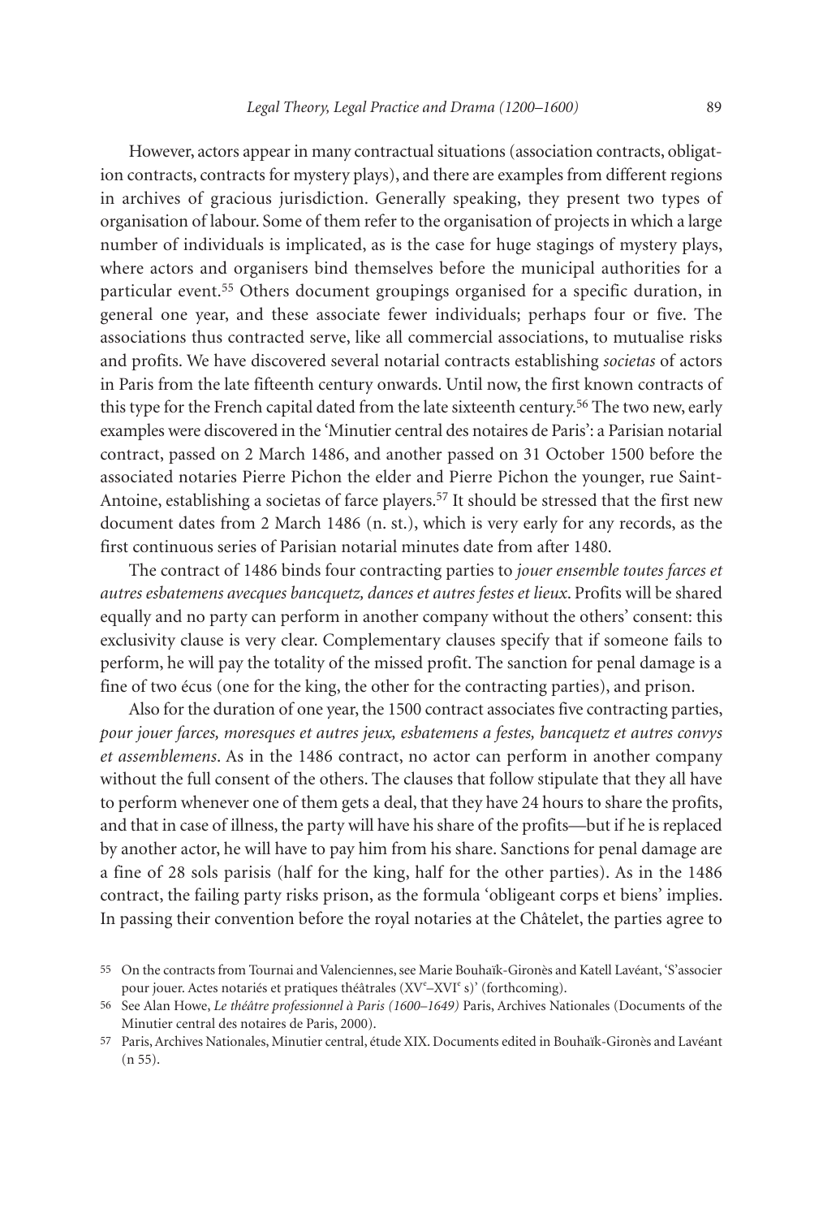However, actors appear in many contractual situations (association contracts, obligation contracts, contracts for mystery plays), and there are examples from different regions in archives of gracious jurisdiction. Generally speaking, they present two types of organisation of labour. Some of them refer to the organisation of projects in which a large number of individuals is implicated, as is the case for huge stagings of mystery plays, where actors and organisers bind themselves before the municipal authorities for a particular event.[55] Others document groupings organised for a specific duration, in general one year, and these associate fewer individuals; perhaps four or five. The associations thus contracted serve, like all commercial associations, to mutualise risks and profits. We have discovered several notarial contracts establishing *societas* of actors in Paris from the late fifteenth century onwards. Until now, the first known contracts of this type for the French capital dated from the late sixteenth century.[56] The two new, early examples were discovered in the 'Minutier central des notaires de Paris': a Parisian notarial contract, passed on 2 March 1486, and another passed on 31 October 1500 before the associated notaries Pierre Pichon the elder and Pierre Pichon the younger, rue Saint-Antoine, establishing a societas of farce players.[57] It should be stressed that the first new document dates from 2 March 1486 (n. st.), which is very early for any records, as the first continuous series of Parisian notarial minutes date from after 1480.

The contract of 1486 binds four contracting parties to *jouer ensemble toutes farces et autres esbatemens avecques bancquetz, dances et autres festes et lieux*. Profits will be shared equally and no party can perform in another company without the others' consent: this exclusivity clause is very clear. Complementary clauses specify that if someone fails to perform, he will pay the totality of the missed profit. The sanction for penal damage is a fine of two écus (one for the king, the other for the contracting parties), and prison.

Also for the duration of one year, the 1500 contract associates five contracting parties, *pour jouer farces, moresques et autres jeux, esbatemens a festes, bancquetz et autres convys et assemblemens*. As in the 1486 contract, no actor can perform in another company without the full consent of the others. The clauses that follow stipulate that they all have to perform whenever one of them gets a deal, that they have 24 hours to share the profits, and that in case of illness, the party will have his share of the profits—but if he is replaced by another actor, he will have to pay him from his share. Sanctions for penal damage are a fine of 28 sols parisis (half for the king, half for the other parties). As in the 1486 contract, the failing party risks prison, as the formula 'obligeant corps et biens' implies. In passing their convention before the royal notaries at the Châtelet, the parties agree to

55 On the contracts from Tournai and Valenciennes, see Marie Bouhaïk-Gironès and Katell Lavéant, 'S'associer pour jouer. Actes notariés et pratiques théâtrales (XVᵉ–XVIᵉ s)' (forthcoming).

56 See Alan Howe, *Le théâtre professionnel à Paris (1600–1649)* Paris, Archives Nationales (Documents of the Minutier central des notaires de Paris, 2000).

57 Paris, Archives Nationales, Minutier central, étude XIX. Documents edited in Bouhaïk-Gironès and Lavéant (n 55).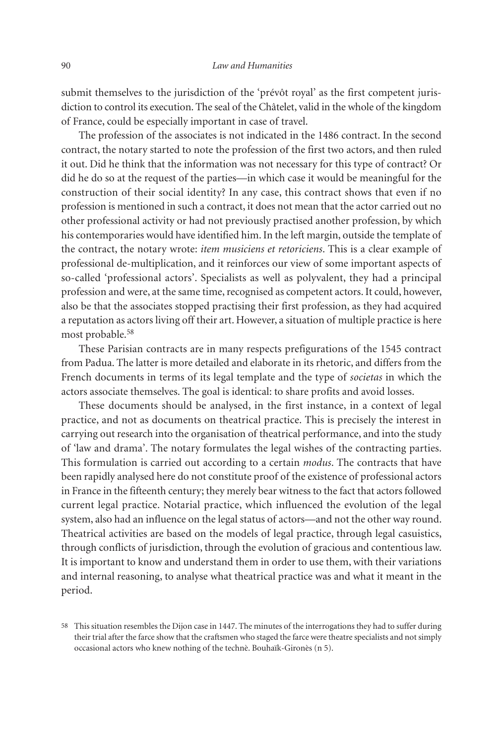submit themselves to the jurisdiction of the 'prévôt royal' as the first competent jurisdiction to control its execution. The seal of the Châtelet, valid in the whole of the kingdom of France, could be especially important in case of travel.

The profession of the associates is not indicated in the 1486 contract. In the second contract, the notary started to note the profession of the first two actors, and then ruled it out. Did he think that the information was not necessary for this type of contract? Or did he do so at the request of the parties—in which case it would be meaningful for the construction of their social identity? In any case, this contract shows that even if no profession is mentioned in such a contract, it does not mean that the actor carried out no other professional activity or had not previously practised another profession, by which his contemporaries would have identified him. In the left margin, outside the template of the contract, the notary wrote: *item musiciens et retoriciens*. This is a clear example of professional de-multiplication, and it reinforces our view of some important aspects of so-called 'professional actors'. Specialists as well as polyvalent, they had a principal profession and were, at the same time, recognised as competent actors. It could, however, also be that the associates stopped practising their first profession, as they had acquired a reputation as actors living off their art. However, a situation of multiple practice is here most probable.[58]

These Parisian contracts are in many respects prefigurations of the 1545 contract from Padua. The latter is more detailed and elaborate in its rhetoric, and differs from the French documents in terms of its legal template and the type of *societas* in which the actors associate themselves. The goal is identical: to share profits and avoid losses.

These documents should be analysed, in the first instance, in a context of legal practice, and not as documents on theatrical practice. This is precisely the interest in carrying out research into the organisation of theatrical performance, and into the study of 'law and drama'. The notary formulates the legal wishes of the contracting parties. This formulation is carried out according to a certain *modus*. The contracts that have been rapidly analysed here do not constitute proof of the existence of professional actors in France in the fifteenth century; they merely bear witness to the fact that actors followed current legal practice. Notarial practice, which influenced the evolution of the legal system, also had an influence on the legal status of actors—and not the other way round. Theatrical activities are based on the models of legal practice, through legal casuistics, through conflicts of jurisdiction, through the evolution of gracious and contentious law. It is important to know and understand them in order to use them, with their variations and internal reasoning, to analyse what theatrical practice was and what it meant in the period.

[58] This situation resembles the Dijon case in 1447. The minutes of the interrogations they had to suffer during their trial after the farce show that the craftsmen who staged the farce were theatre specialists and not simply occasional actors who knew nothing of the technè. Bouhaïk-Gironès (n 5).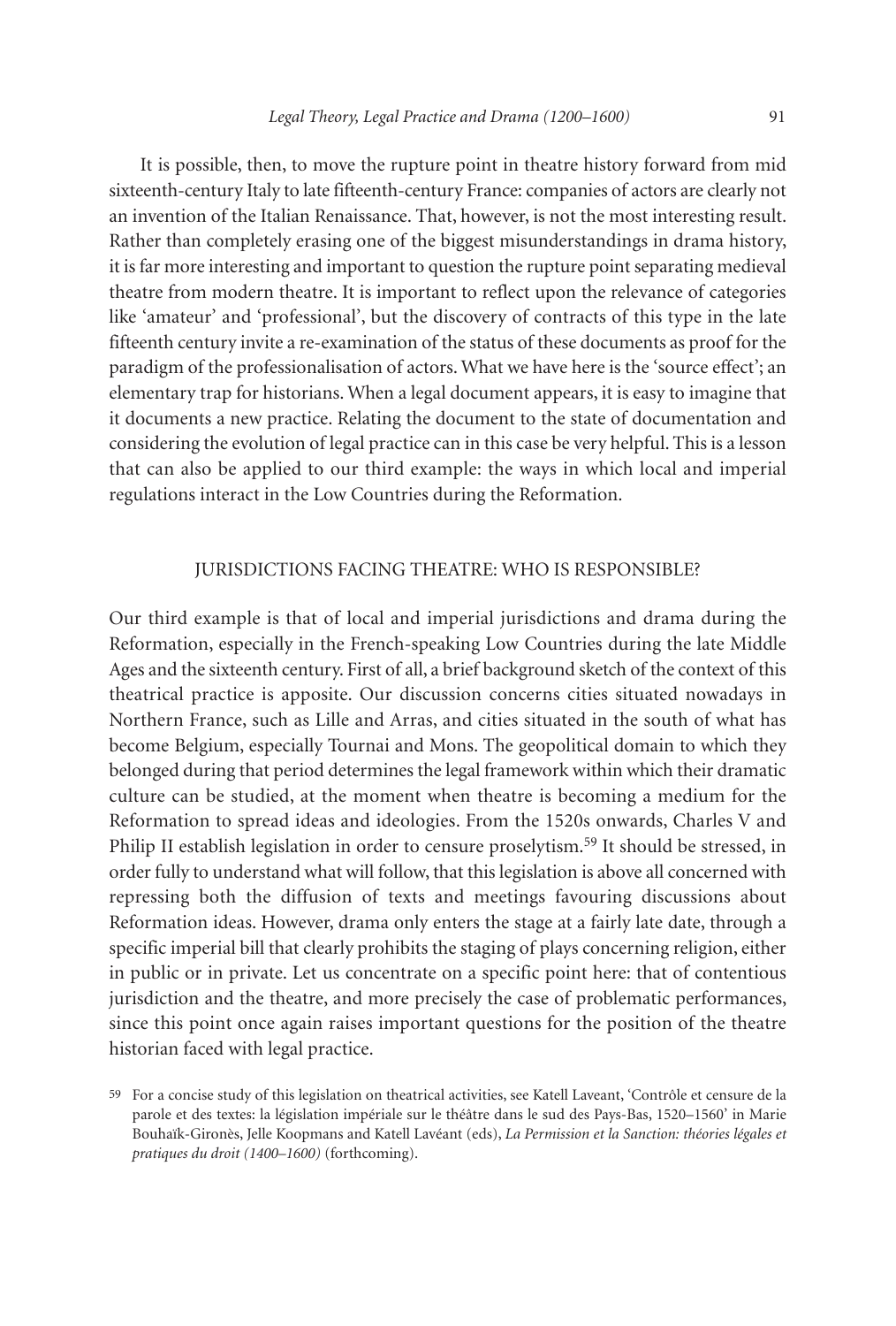It is possible, then, to move the rupture point in theatre history forward from mid sixteenth-century Italy to late fifteenth-century France: companies of actors are clearly not an invention of the Italian Renaissance. That, however, is not the most interesting result. Rather than completely erasing one of the biggest misunderstandings in drama history, it is far more interesting and important to question the rupture point separating medieval theatre from modern theatre. It is important to reflect upon the relevance of categories like 'amateur' and 'professional', but the discovery of contracts of this type in the late fifteenth century invite a re-examination of the status of these documents as proof for the paradigm of the professionalisation of actors. What we have here is the 'source effect'; an elementary trap for historians. When a legal document appears, it is easy to imagine that it documents a new practice. Relating the document to the state of documentation and considering the evolution of legal practice can in this case be very helpful. This is a lesson that can also be applied to our third example: the ways in which local and imperial regulations interact in the Low Countries during the Reformation.

## JURISDICTIONS FACING THEATRE: WHO IS RESPONSIBLE?

Our third example is that of local and imperial jurisdictions and drama during the Reformation, especially in the French-speaking Low Countries during the late Middle Ages and the sixteenth century. First of all, a brief background sketch of the context of this theatrical practice is apposite. Our discussion concerns cities situated nowadays in Northern France, such as Lille and Arras, and cities situated in the south of what has become Belgium, especially Tournai and Mons. The geopolitical domain to which they belonged during that period determines the legal framework within which their dramatic culture can be studied, at the moment when theatre is becoming a medium for the Reformation to spread ideas and ideologies. From the 1520s onwards, Charles V and Philip II establish legislation in order to censure proselytism.[59] It should be stressed, in order fully to understand what will follow, that this legislation is above all concerned with repressing both the diffusion of texts and meetings favouring discussions about Reformation ideas. However, drama only enters the stage at a fairly late date, through a specific imperial bill that clearly prohibits the staging of plays concerning religion, either in public or in private. Let us concentrate on a specific point here: that of contentious jurisdiction and the theatre, and more precisely the case of problematic performances, since this point once again raises important questions for the position of the theatre historian faced with legal practice.

[59] For a concise study of this legislation on theatrical activities, see Katell Laveant, 'Contrôle et censure de la parole et des textes: la législation impériale sur le théâtre dans le sud des Pays-Bas, 1520–1560' in Marie Bouhaïk-Gironès, Jelle Koopmans and Katell Lavéant (eds), *La Permission et la Sanction: théories légales et pratiques du droit (1400–1600)* (forthcoming).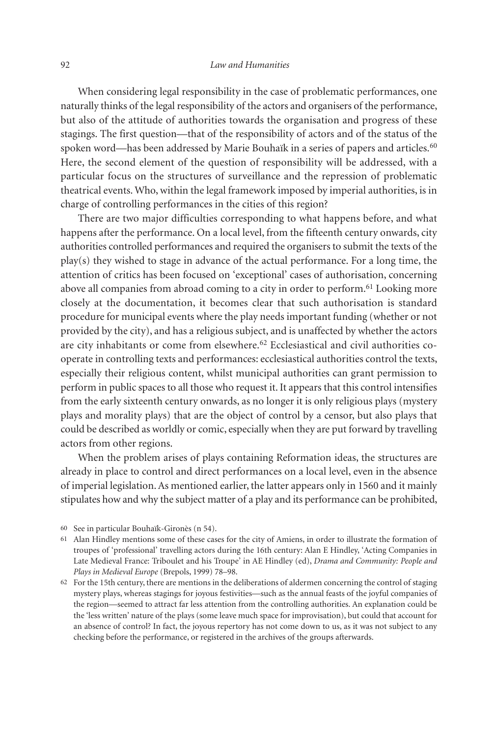When considering legal responsibility in the case of problematic performances, one naturally thinks of the legal responsibility of the actors and organisers of the performance, but also of the attitude of authorities towards the organisation and progress of these stagings. The first question—that of the responsibility of actors and of the status of the spoken word—has been addressed by Marie Bouhaïk in a series of papers and articles.[60] Here, the second element of the question of responsibility will be addressed, with a particular focus on the structures of surveillance and the repression of problematic theatrical events. Who, within the legal framework imposed by imperial authorities, is in charge of controlling performances in the cities of this region?

There are two major difficulties corresponding to what happens before, and what happens after the performance. On a local level, from the fifteenth century onwards, city authorities controlled performances and required the organisers to submit the texts of the play(s) they wished to stage in advance of the actual performance. For a long time, the attention of critics has been focused on 'exceptional' cases of authorisation, concerning above all companies from abroad coming to a city in order to perform.[61] Looking more closely at the documentation, it becomes clear that such authorisation is standard procedure for municipal events where the play needs important funding (whether or not provided by the city), and has a religious subject, and is unaffected by whether the actors are city inhabitants or come from elsewhere.[62] Ecclesiastical and civil authorities co-operate in controlling texts and performances: ecclesiastical authorities control the texts, especially their religious content, whilst municipal authorities can grant permission to perform in public spaces to all those who request it. It appears that this control intensifies from the early sixteenth century onwards, as no longer it is only religious plays (mystery plays and morality plays) that are the object of control by a censor, but also plays that could be described as worldly or comic, especially when they are put forward by travelling actors from other regions.

When the problem arises of plays containing Reformation ideas, the structures are already in place to control and direct performances on a local level, even in the absence of imperial legislation. As mentioned earlier, the latter appears only in 1560 and it mainly stipulates how and why the subject matter of a play and its performance can be prohibited,

60 See in particular Bouhaïk-Gironès (n 54).

61 Alan Hindley mentions some of these cases for the city of Amiens, in order to illustrate the formation of troupes of 'professional' travelling actors during the 16th century: Alan E Hindley, 'Acting Companies in Late Medieval France: Triboulet and his Troupe' in AE Hindley (ed), *Drama and Community: People and Plays in Medieval Europe* (Brepols, 1999) 78–98.

62 For the 15th century, there are mentions in the deliberations of aldermen concerning the control of staging mystery plays, whereas stagings for joyous festivities—such as the annual feasts of the joyful companies of the region—seemed to attract far less attention from the controlling authorities. An explanation could be the 'less written' nature of the plays (some leave much space for improvisation), but could that account for an absence of control? In fact, the joyous repertory has not come down to us, as it was not subject to any checking before the performance, or registered in the archives of the groups afterwards.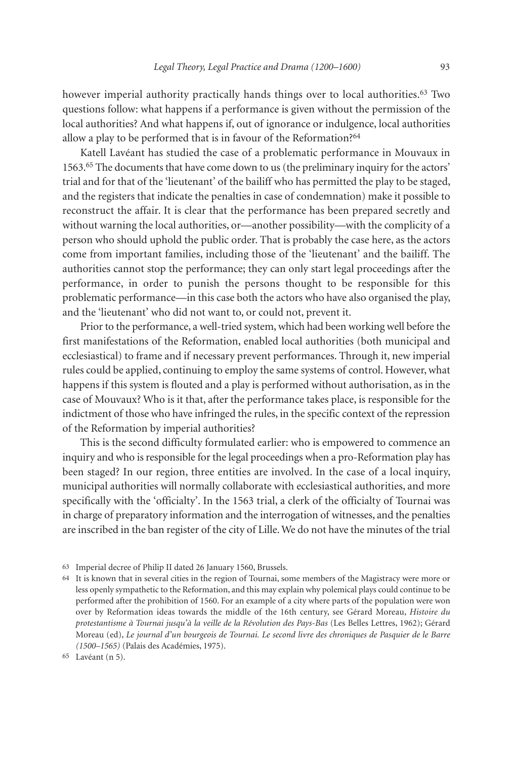however imperial authority practically hands things over to local authorities.[63] Two questions follow: what happens if a performance is given without the permission of the local authorities? And what happens if, out of ignorance or indulgence, local authorities allow a play to be performed that is in favour of the Reformation?[64]

Katell Lavéant has studied the case of a problematic performance in Mouvaux in 1563.[65] The documents that have come down to us (the preliminary inquiry for the actors' trial and for that of the 'lieutenant' of the bailiff who has permitted the play to be staged, and the registers that indicate the penalties in case of condemnation) make it possible to reconstruct the affair. It is clear that the performance has been prepared secretly and without warning the local authorities, or—another possibility—with the complicity of a person who should uphold the public order. That is probably the case here, as the actors come from important families, including those of the 'lieutenant' and the bailiff. The authorities cannot stop the performance; they can only start legal proceedings after the performance, in order to punish the persons thought to be responsible for this problematic performance—in this case both the actors who have also organised the play, and the 'lieutenant' who did not want to, or could not, prevent it.

Prior to the performance, a well-tried system, which had been working well before the first manifestations of the Reformation, enabled local authorities (both municipal and ecclesiastical) to frame and if necessary prevent performances. Through it, new imperial rules could be applied, continuing to employ the same systems of control. However, what happens if this system is flouted and a play is performed without authorisation, as in the case of Mouvaux? Who is it that, after the performance takes place, is responsible for the indictment of those who have infringed the rules, in the specific context of the repression of the Reformation by imperial authorities?

This is the second difficulty formulated earlier: who is empowered to commence an inquiry and who is responsible for the legal proceedings when a pro-Reformation play has been staged? In our region, three entities are involved. In the case of a local inquiry, municipal authorities will normally collaborate with ecclesiastical authorities, and more specifically with the 'officialty'. In the 1563 trial, a clerk of the officialty of Tournai was in charge of preparatory information and the interrogation of witnesses, and the penalties are inscribed in the ban register of the city of Lille. We do not have the minutes of the trial

63 Imperial decree of Philip II dated 26 January 1560, Brussels.

64 It is known that in several cities in the region of Tournai, some members of the Magistracy were more or less openly sympathetic to the Reformation, and this may explain why polemical plays could continue to be performed after the prohibition of 1560. For an example of a city where parts of the population were won over by Reformation ideas towards the middle of the 16th century, see Gérard Moreau, *Histoire du protestantisme à Tournai jusqu'à la veille de la Révolution des Pays-Bas* (Les Belles Lettres, 1962); Gérard Moreau (ed), *Le journal d'un bourgeois de Tournai. Le second livre des chroniques de Pasquier de le Barre (1500–1565)* (Palais des Académies, 1975).

65 Lavéant (n 5).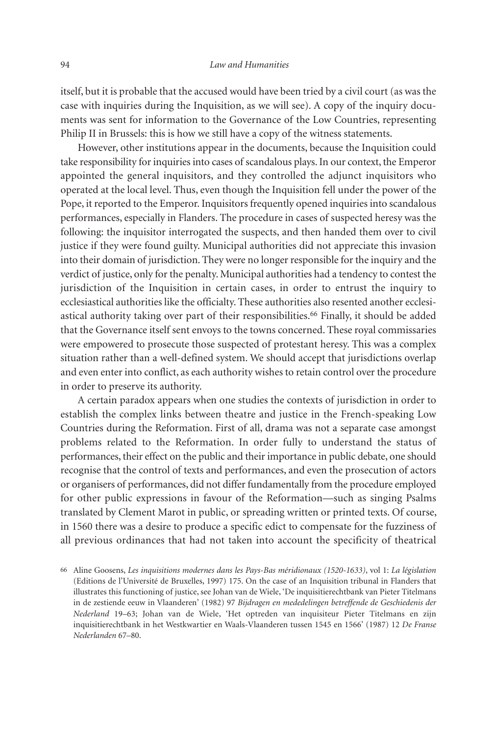itself, but it is probable that the accused would have been tried by a civil court (as was the case with inquiries during the Inquisition, as we will see). A copy of the inquiry documents was sent for information to the Governance of the Low Countries, representing Philip II in Brussels: this is how we still have a copy of the witness statements.

However, other institutions appear in the documents, because the Inquisition could take responsibility for inquiries into cases of scandalous plays. In our context, the Emperor appointed the general inquisitors, and they controlled the adjunct inquisitors who operated at the local level. Thus, even though the Inquisition fell under the power of the Pope, it reported to the Emperor. Inquisitors frequently opened inquiries into scandalous performances, especially in Flanders. The procedure in cases of suspected heresy was the following: the inquisitor interrogated the suspects, and then handed them over to civil justice if they were found guilty. Municipal authorities did not appreciate this invasion into their domain of jurisdiction. They were no longer responsible for the inquiry and the verdict of justice, only for the penalty. Municipal authorities had a tendency to contest the jurisdiction of the Inquisition in certain cases, in order to entrust the inquiry to ecclesiastical authorities like the officialty. These authorities also resented another ecclesiastical authority taking over part of their responsibilities.[66] Finally, it should be added that the Governance itself sent envoys to the towns concerned. These royal commissaries were empowered to prosecute those suspected of protestant heresy. This was a complex situation rather than a well-defined system. We should accept that jurisdictions overlap and even enter into conflict, as each authority wishes to retain control over the procedure in order to preserve its authority.

A certain paradox appears when one studies the contexts of jurisdiction in order to establish the complex links between theatre and justice in the French-speaking Low Countries during the Reformation. First of all, drama was not a separate case amongst problems related to the Reformation. In order fully to understand the status of performances, their effect on the public and their importance in public debate, one should recognise that the control of texts and performances, and even the prosecution of actors or organisers of performances, did not differ fundamentally from the procedure employed for other public expressions in favour of the Reformation—such as singing Psalms translated by Clement Marot in public, or spreading written or printed texts. Of course, in 1560 there was a desire to produce a specific edict to compensate for the fuzziness of all previous ordinances that had not taken into account the specificity of theatrical

[66] Aline Goosens, *Les inquisitions modernes dans les Pays-Bas méridionaux (1520-1633)*, vol 1: *La législation* (Editions de l'Université de Bruxelles, 1997) 175. On the case of an Inquisition tribunal in Flanders that illustrates this functioning of justice, see Johan van de Wiele, 'De inquisitierechtbank van Pieter Titelmans in de zestiende eeuw in Vlaanderen' (1982) 97 *Bijdragen en mededelingen betreffende de Geschiedenis der Nederland* 19–63; Johan van de Wiele, 'Het optreden van inquisiteur Pieter Titelmans en zijn inquisitierechtbank in het Westkwartier en Waals-Vlaanderen tussen 1545 en 1566' (1987) 12 *De Franse Nederlanden* 67–80.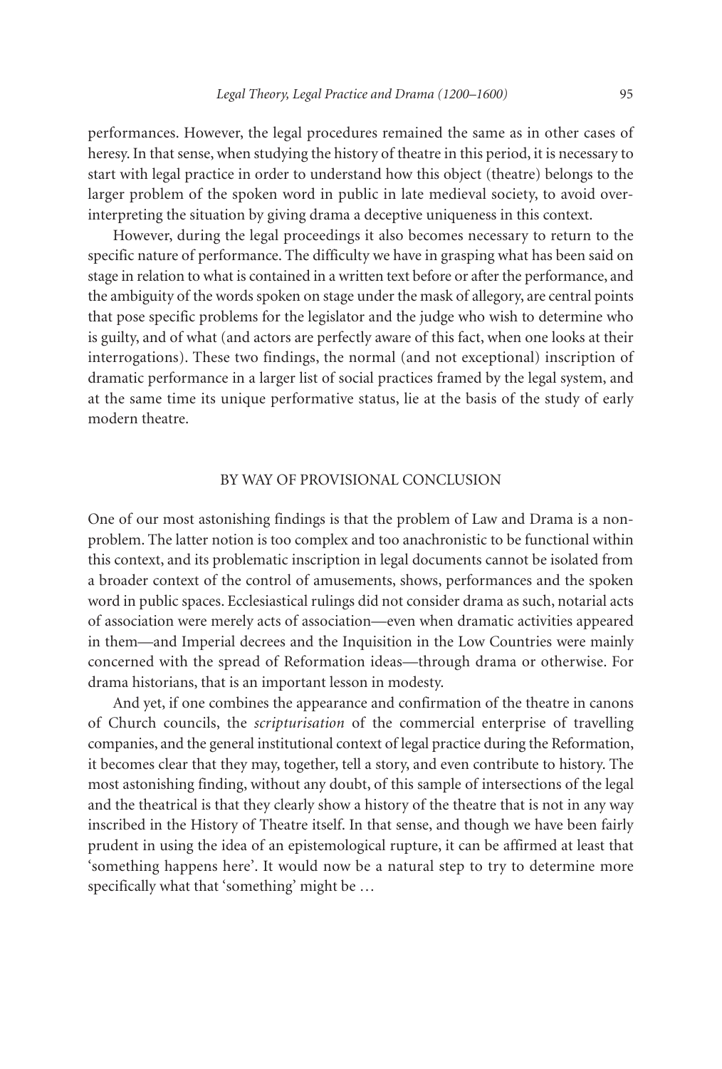performances. However, the legal procedures remained the same as in other cases of heresy. In that sense, when studying the history of theatre in this period, it is necessary to start with legal practice in order to understand how this object (theatre) belongs to the larger problem of the spoken word in public in late medieval society, to avoid over-interpreting the situation by giving drama a deceptive uniqueness in this context.

However, during the legal proceedings it also becomes necessary to return to the specific nature of performance. The difficulty we have in grasping what has been said on stage in relation to what is contained in a written text before or after the performance, and the ambiguity of the words spoken on stage under the mask of allegory, are central points that pose specific problems for the legislator and the judge who wish to determine who is guilty, and of what (and actors are perfectly aware of this fact, when one looks at their interrogations). These two findings, the normal (and not exceptional) inscription of dramatic performance in a larger list of social practices framed by the legal system, and at the same time its unique performative status, lie at the basis of the study of early modern theatre.

## BY WAY OF PROVISIONAL CONCLUSION

One of our most astonishing findings is that the problem of Law and Drama is a non-problem. The latter notion is too complex and too anachronistic to be functional within this context, and its problematic inscription in legal documents cannot be isolated from a broader context of the control of amusements, shows, performances and the spoken word in public spaces. Ecclesiastical rulings did not consider drama as such, notarial acts of association were merely acts of association—even when dramatic activities appeared in them—and Imperial decrees and the Inquisition in the Low Countries were mainly concerned with the spread of Reformation ideas—through drama or otherwise. For drama historians, that is an important lesson in modesty.

And yet, if one combines the appearance and confirmation of the theatre in canons of Church councils, the *scripturisation* of the commercial enterprise of travelling companies, and the general institutional context of legal practice during the Reformation, it becomes clear that they may, together, tell a story, and even contribute to history. The most astonishing finding, without any doubt, of this sample of intersections of the legal and the theatrical is that they clearly show a history of the theatre that is not in any way inscribed in the History of Theatre itself. In that sense, and though we have been fairly prudent in using the idea of an epistemological rupture, it can be affirmed at least that 'something happens here'. It would now be a natural step to try to determine more specifically what that 'something' might be …